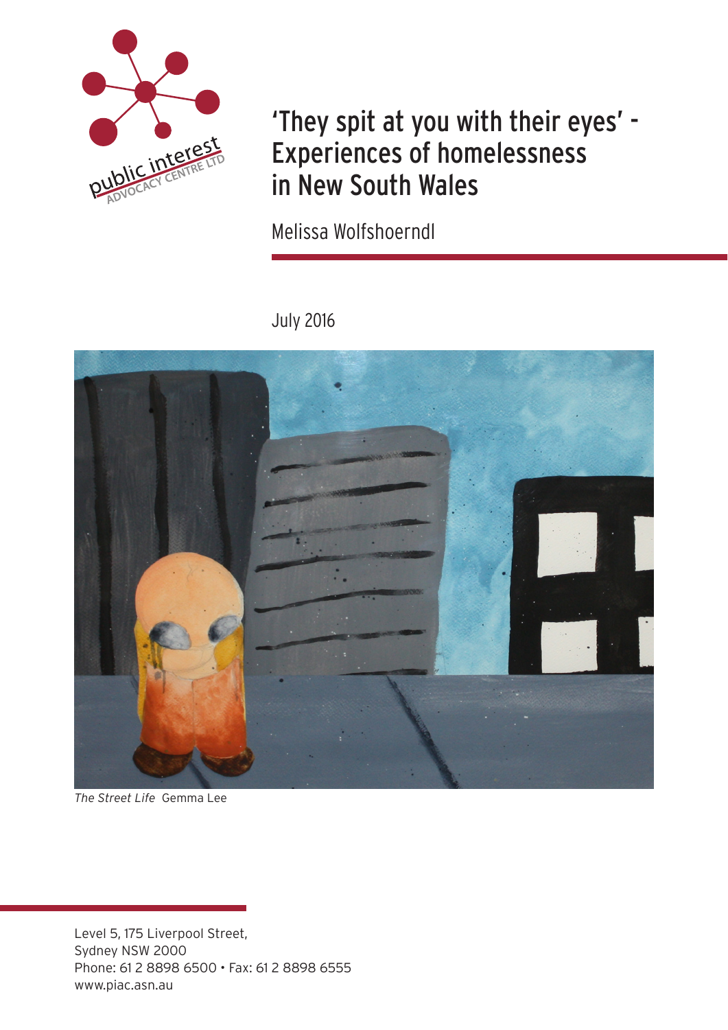# 'They spit at you with their eyes' - Experiences of homelessness in New South Wales

Melissa Wolfshoerndl

July 2016

*The Street Life* Gemma Lee

Level 5, 175 Liverpool Street,
Sydney NSW 2000
Phone: 61 2 8898 6500 • Fax: 61 2 8898 6555
www.piac.asn.au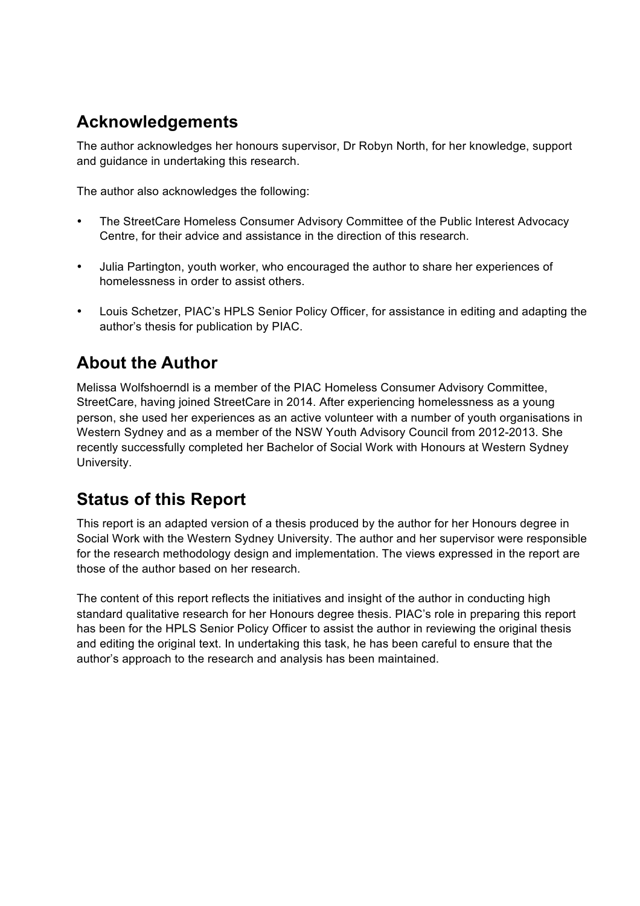## Acknowledgements

The author acknowledges her honours supervisor, Dr Robyn North, for her knowledge, support and guidance in undertaking this research.

The author also acknowledges the following:

- The StreetCare Homeless Consumer Advisory Committee of the Public Interest Advocacy Centre, for their advice and assistance in the direction of this research.
- Julia Partington, youth worker, who encouraged the author to share her experiences of homelessness in order to assist others.
- Louis Schetzer, PIAC's HPLS Senior Policy Officer, for assistance in editing and adapting the author's thesis for publication by PIAC.

## About the Author

Melissa Wolfshoerndl is a member of the PIAC Homeless Consumer Advisory Committee, StreetCare, having joined StreetCare in 2014. After experiencing homelessness as a young person, she used her experiences as an active volunteer with a number of youth organisations in Western Sydney and as a member of the NSW Youth Advisory Council from 2012-2013. She recently successfully completed her Bachelor of Social Work with Honours at Western Sydney University.

## Status of this Report

This report is an adapted version of a thesis produced by the author for her Honours degree in Social Work with the Western Sydney University. The author and her supervisor were responsible for the research methodology design and implementation. The views expressed in the report are those of the author based on her research.

The content of this report reflects the initiatives and insight of the author in conducting high standard qualitative research for her Honours degree thesis. PIAC's role in preparing this report has been for the HPLS Senior Policy Officer to assist the author in reviewing the original thesis and editing the original text. In undertaking this task, he has been careful to ensure that the author's approach to the research and analysis has been maintained.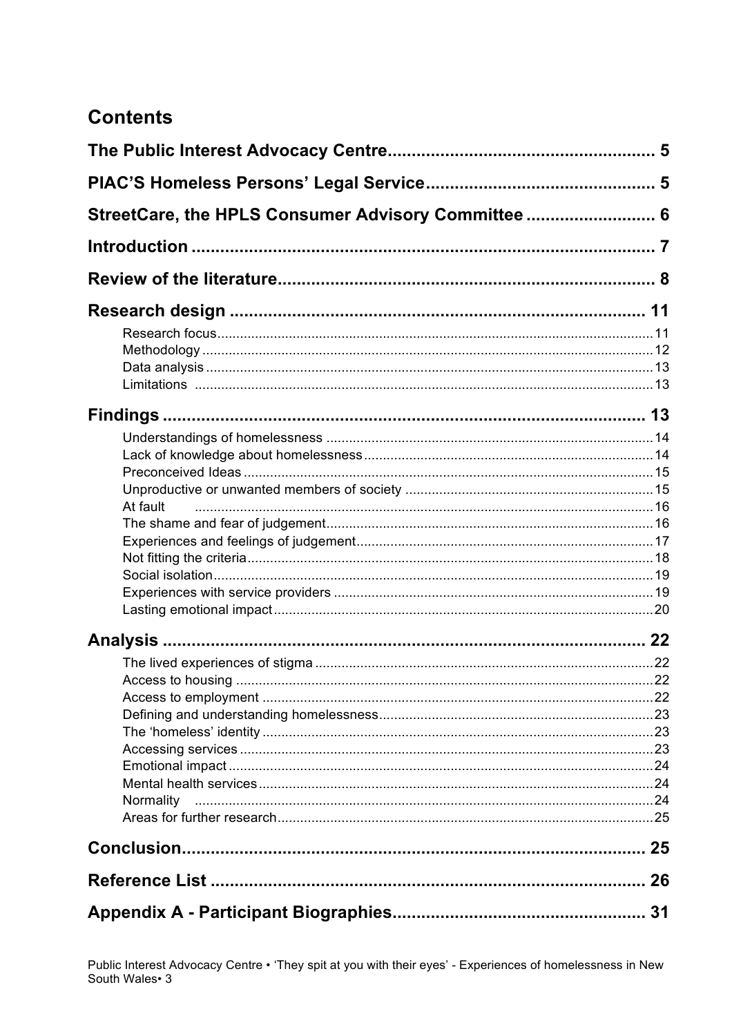# Contents

**The Public Interest Advocacy Centre** ........................................ 5

**PIAC'S Homeless Persons' Legal Service** ........................................ 5

**StreetCare, the HPLS Consumer Advisory Committee** ........................................ 6

**Introduction** ........................................ 7

**Review of the literature** ........................................ 8

**Research design** ........................................ 11

- Research focus ........................................ 11
- Methodology ........................................ 12
- Data analysis ........................................ 13
- Limitations ........................................ 13

**Findings** ........................................ 13

- Understandings of homelessness ........................................ 14
- Lack of knowledge about homelessness ........................................ 14
- Preconceived Ideas ........................................ 15
- Unproductive or unwanted members of society ........................................ 15
- At fault ........................................ 16
- The shame and fear of judgement ........................................ 16
- Experiences and feelings of judgement ........................................ 17
- Not fitting the criteria ........................................ 18
- Social isolation ........................................ 19
- Experiences with service providers ........................................ 19
- Lasting emotional impact ........................................ 20

**Analysis** ........................................ 22

- The lived experiences of stigma ........................................ 22
- Access to housing ........................................ 22
- Access to employment ........................................ 22
- Defining and understanding homelessness ........................................ 23
- The 'homeless' identity ........................................ 23
- Accessing services ........................................ 23
- Emotional impact ........................................ 24
- Mental health services ........................................ 24
- Normality ........................................ 24
- Areas for further research ........................................ 25

**Conclusion** ........................................ 25

**Reference List** ........................................ 26

**Appendix A - Participant Biographies** ........................................ 31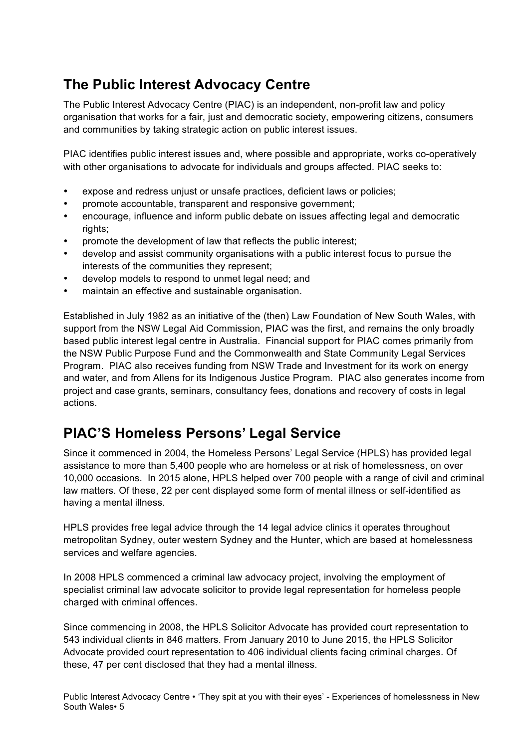## The Public Interest Advocacy Centre

The Public Interest Advocacy Centre (PIAC) is an independent, non-profit law and policy organisation that works for a fair, just and democratic society, empowering citizens, consumers and communities by taking strategic action on public interest issues.

PIAC identifies public interest issues and, where possible and appropriate, works co-operatively with other organisations to advocate for individuals and groups affected. PIAC seeks to:

- expose and redress unjust or unsafe practices, deficient laws or policies;
- promote accountable, transparent and responsive government;
- encourage, influence and inform public debate on issues affecting legal and democratic rights;
- promote the development of law that reflects the public interest;
- develop and assist community organisations with a public interest focus to pursue the interests of the communities they represent;
- develop models to respond to unmet legal need; and
- maintain an effective and sustainable organisation.

Established in July 1982 as an initiative of the (then) Law Foundation of New South Wales, with support from the NSW Legal Aid Commission, PIAC was the first, and remains the only broadly based public interest legal centre in Australia. Financial support for PIAC comes primarily from the NSW Public Purpose Fund and the Commonwealth and State Community Legal Services Program. PIAC also receives funding from NSW Trade and Investment for its work on energy and water, and from Allens for its Indigenous Justice Program. PIAC also generates income from project and case grants, seminars, consultancy fees, donations and recovery of costs in legal actions.

## PIAC'S Homeless Persons' Legal Service

Since it commenced in 2004, the Homeless Persons' Legal Service (HPLS) has provided legal assistance to more than 5,400 people who are homeless or at risk of homelessness, on over 10,000 occasions. In 2015 alone, HPLS helped over 700 people with a range of civil and criminal law matters. Of these, 22 per cent displayed some form of mental illness or self-identified as having a mental illness.

HPLS provides free legal advice through the 14 legal advice clinics it operates throughout metropolitan Sydney, outer western Sydney and the Hunter, which are based at homelessness services and welfare agencies.

In 2008 HPLS commenced a criminal law advocacy project, involving the employment of specialist criminal law advocate solicitor to provide legal representation for homeless people charged with criminal offences.

Since commencing in 2008, the HPLS Solicitor Advocate has provided court representation to 543 individual clients in 846 matters. From January 2010 to June 2015, the HPLS Solicitor Advocate provided court representation to 406 individual clients facing criminal charges. Of these, 47 per cent disclosed that they had a mental illness.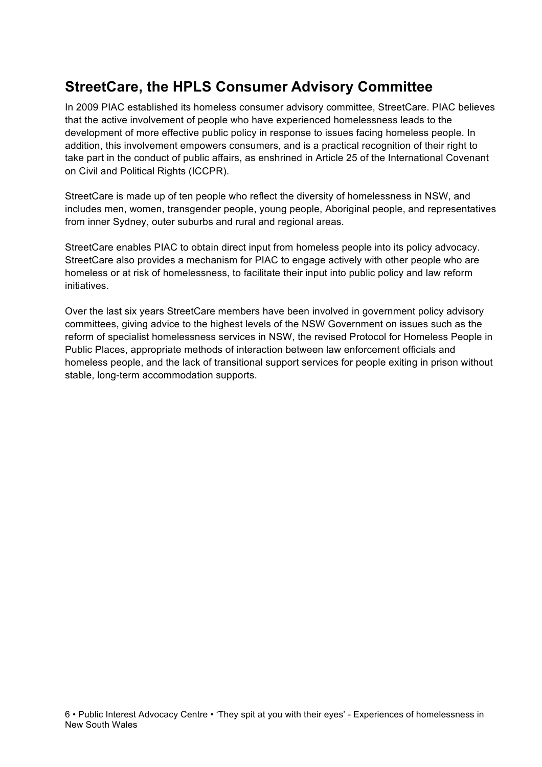## StreetCare, the HPLS Consumer Advisory Committee

In 2009 PIAC established its homeless consumer advisory committee, StreetCare. PIAC believes that the active involvement of people who have experienced homelessness leads to the development of more effective public policy in response to issues facing homeless people. In addition, this involvement empowers consumers, and is a practical recognition of their right to take part in the conduct of public affairs, as enshrined in Article 25 of the International Covenant on Civil and Political Rights (ICCPR).

StreetCare is made up of ten people who reflect the diversity of homelessness in NSW, and includes men, women, transgender people, young people, Aboriginal people, and representatives from inner Sydney, outer suburbs and rural and regional areas.

StreetCare enables PIAC to obtain direct input from homeless people into its policy advocacy. StreetCare also provides a mechanism for PIAC to engage actively with other people who are homeless or at risk of homelessness, to facilitate their input into public policy and law reform initiatives.

Over the last six years StreetCare members have been involved in government policy advisory committees, giving advice to the highest levels of the NSW Government on issues such as the reform of specialist homelessness services in NSW, the revised Protocol for Homeless People in Public Places, appropriate methods of interaction between law enforcement officials and homeless people, and the lack of transitional support services for people exiting in prison without stable, long-term accommodation supports.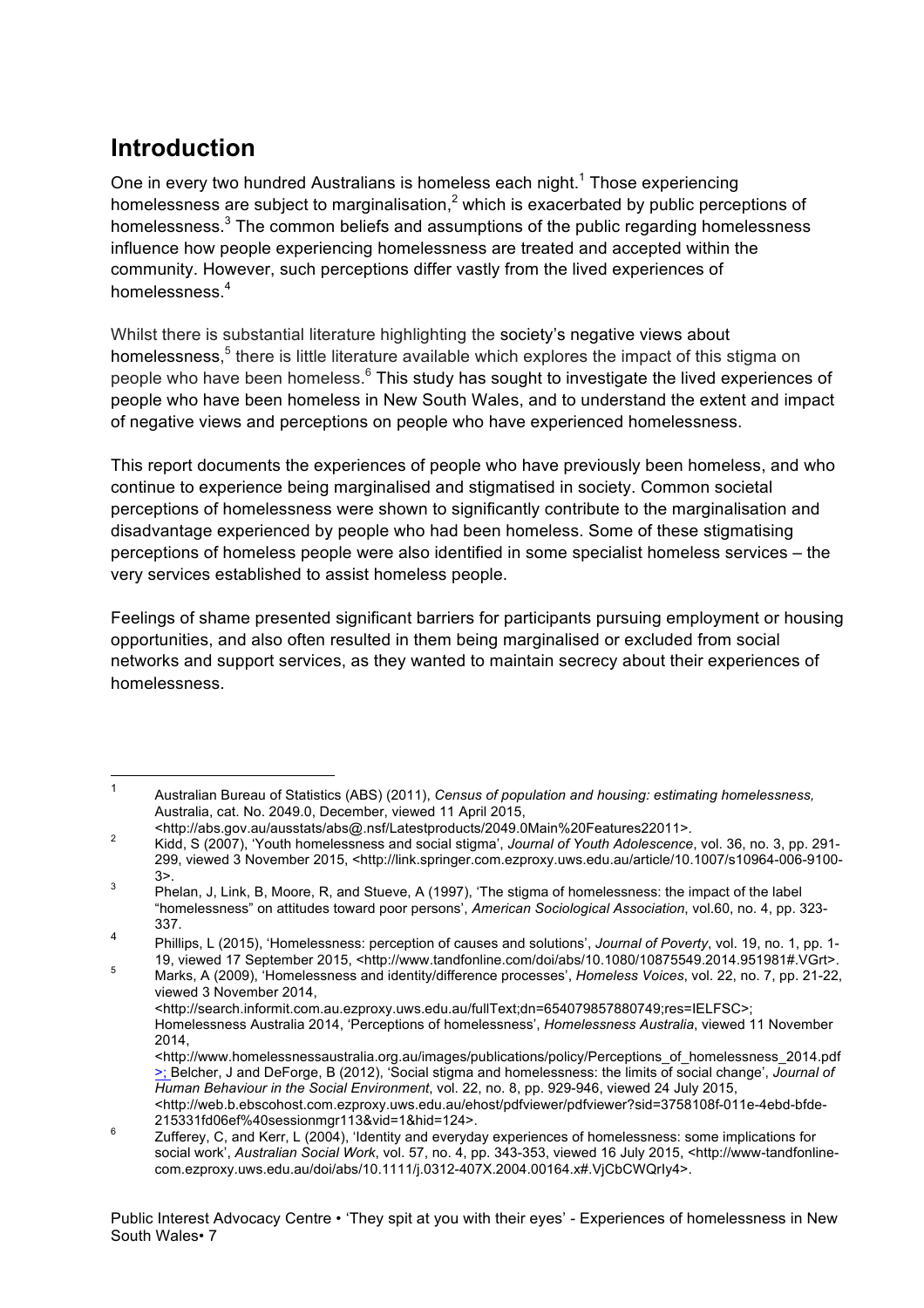# Introduction

One in every two hundred Australians is homeless each night.[1] Those experiencing homelessness are subject to marginalisation,[2] which is exacerbated by public perceptions of homelessness.[3] The common beliefs and assumptions of the public regarding homelessness influence how people experiencing homelessness are treated and accepted within the community. However, such perceptions differ vastly from the lived experiences of homelessness.[4]

Whilst there is substantial literature highlighting the society's negative views about homelessness,[5] there is little literature available which explores the impact of this stigma on people who have been homeless.[6] This study has sought to investigate the lived experiences of people who have been homeless in New South Wales, and to understand the extent and impact of negative views and perceptions on people who have experienced homelessness.

This report documents the experiences of people who have previously been homeless, and who continue to experience being marginalised and stigmatised in society. Common societal perceptions of homelessness were shown to significantly contribute to the marginalisation and disadvantage experienced by people who had been homeless. Some of these stigmatising perceptions of homeless people were also identified in some specialist homeless services – the very services established to assist homeless people.

Feelings of shame presented significant barriers for participants pursuing employment or housing opportunities, and also often resulted in them being marginalised or excluded from social networks and support services, as they wanted to maintain secrecy about their experiences of homelessness.

---

[1] Australian Bureau of Statistics (ABS) (2011), *Census of population and housing: estimating homelessness,* Australia, cat. No. 2049.0, December, viewed 11 April 2015, <http://abs.gov.au/ausstats/abs@.nsf/Latestproducts/2049.0Main%20Features22011>.

[2] Kidd, S (2007), 'Youth homelessness and social stigma', *Journal of Youth Adolescence*, vol. 36, no. 3, pp. 291-299, viewed 3 November 2015, <http://link.springer.com.ezproxy.uws.edu.au/article/10.1007/s10964-006-9100-3>.

[3] Phelan, J, Link, B, Moore, R, and Stueve, A (1997), 'The stigma of homelessness: the impact of the label "homelessness" on attitudes toward poor persons', *American Sociological Association*, vol.60, no. 4, pp. 323-337.

[4] Phillips, L (2015), 'Homelessness: perception of causes and solutions', *Journal of Poverty*, vol. 19, no. 1, pp. 1-19, viewed 17 September 2015, <http://www.tandfonline.com/doi/abs/10.1080/10875549.2014.951981#.VGrt>.

[5] Marks, A (2009), 'Homelessness and identity/difference processes', *Homeless Voices*, vol. 22, no. 7, pp. 21-22, viewed 3 November 2014, <http://search.informit.com.au.ezproxy.uws.edu.au/fullText;dn=654079857880749;res=IELFSC>; Homelessness Australia 2014, 'Perceptions of homelessness', *Homelessness Australia*, viewed 11 November 2014, <http://www.homelessnessaustralia.org.au/images/publications/policy/Perceptions_of_homelessness_2014.pdf>; Belcher, J and DeForge, B (2012), 'Social stigma and homelessness: the limits of social change', *Journal of Human Behaviour in the Social Environment*, vol. 22, no. 8, pp. 929-946, viewed 24 July 2015, <http://web.b.ebscohost.com.ezproxy.uws.edu.au/ehost/pdfviewer/pdfviewer?sid=3758108f-011e-4ebd-bfde-215331fd06ef%40sessionmgr113&vid=1&hid=124>.

[6] Zufferey, C, and Kerr, L (2004), 'Identity and everyday experiences of homelessness: some implications for social work', *Australian Social Work*, vol. 57, no. 4, pp. 343-353, viewed 16 July 2015, <http://www-tandfonline-com.ezproxy.uws.edu.au/doi/abs/10.1111/j.0312-407X.2004.00164.x#.VjCbCWQrIy4>.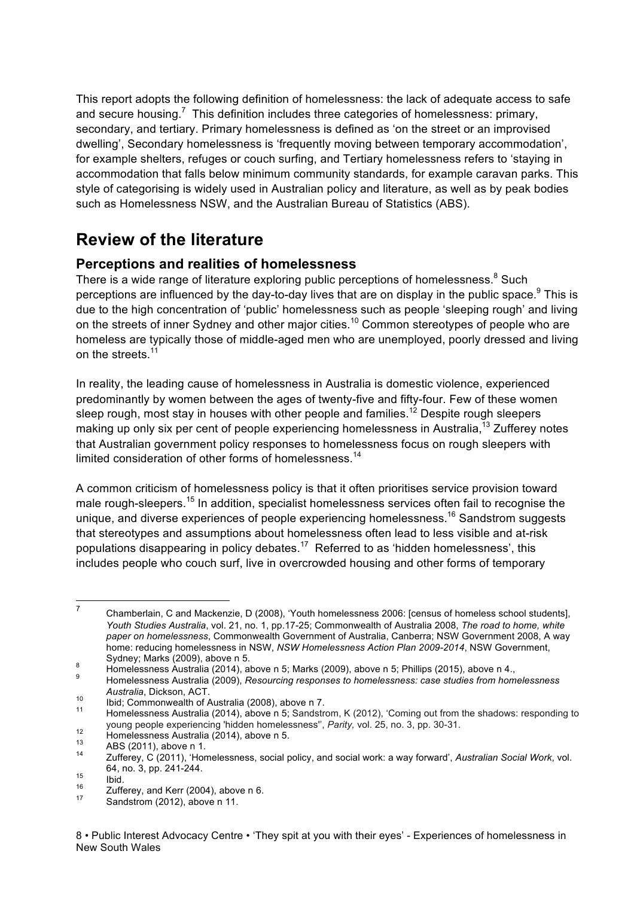This report adopts the following definition of homelessness: the lack of adequate access to safe and secure housing.[7] This definition includes three categories of homelessness: primary, secondary, and tertiary. Primary homelessness is defined as 'on the street or an improvised dwelling', Secondary homelessness is 'frequently moving between temporary accommodation', for example shelters, refuges or couch surfing, and Tertiary homelessness refers to 'staying in accommodation that falls below minimum community standards, for example caravan parks. This style of categorising is widely used in Australian policy and literature, as well as by peak bodies such as Homelessness NSW, and the Australian Bureau of Statistics (ABS).

# Review of the literature

## Perceptions and realities of homelessness

There is a wide range of literature exploring public perceptions of homelessness.[8] Such perceptions are influenced by the day-to-day lives that are on display in the public space.[9] This is due to the high concentration of 'public' homelessness such as people 'sleeping rough' and living on the streets of inner Sydney and other major cities.[10] Common stereotypes of people who are homeless are typically those of middle-aged men who are unemployed, poorly dressed and living on the streets.[11]

In reality, the leading cause of homelessness in Australia is domestic violence, experienced predominantly by women between the ages of twenty-five and fifty-four. Few of these women sleep rough, most stay in houses with other people and families.[12] Despite rough sleepers making up only six per cent of people experiencing homelessness in Australia,[13] Zufferey notes that Australian government policy responses to homelessness focus on rough sleepers with limited consideration of other forms of homelessness.[14]

A common criticism of homelessness policy is that it often prioritises service provision toward male rough-sleepers.[15] In addition, specialist homelessness services often fail to recognise the unique, and diverse experiences of people experiencing homelessness.[16] Sandstrom suggests that stereotypes and assumptions about homelessness often lead to less visible and at-risk populations disappearing in policy debates.[17] Referred to as 'hidden homelessness', this includes people who couch surf, live in overcrowded housing and other forms of temporary

---

[7] Chamberlain, C and Mackenzie, D (2008), 'Youth homelessness 2006: [census of homeless school students], *Youth Studies Australia*, vol. 21, no. 1, pp.17-25; Commonwealth of Australia 2008, *The road to home, white paper on homelessness*, Commonwealth Government of Australia, Canberra; NSW Government 2008, A way home: reducing homelessness in NSW, *NSW Homelessness Action Plan 2009-2014*, NSW Government, Sydney; Marks (2009), above n 5.

[8] Homelessness Australia (2014), above n 5; Marks (2009), above n 5; Phillips (2015), above n 4.,

[9] Homelessness Australia (2009), *Resourcing responses to homelessness: case studies from homelessness Australia*, Dickson, ACT.

[10] Ibid; Commonwealth of Australia (2008), above n 7.

[11] Homelessness Australia (2014), above n 5; Sandstrom, K (2012), 'Coming out from the shadows: responding to young people experiencing 'hidden homelessness'', *Parity,* vol. 25, no. 3, pp. 30-31.

[12] Homelessness Australia (2014), above n 5.

[13] ABS (2011), above n 1.

[14] Zufferey, C (2011), 'Homelessness, social policy, and social work: a way forward', *Australian Social Work*, vol. 64, no. 3, pp. 241-244.

[15] Ibid.

[16] Zufferey, and Kerr (2004), above n 6.

[17] Sandstrom (2012), above n 11.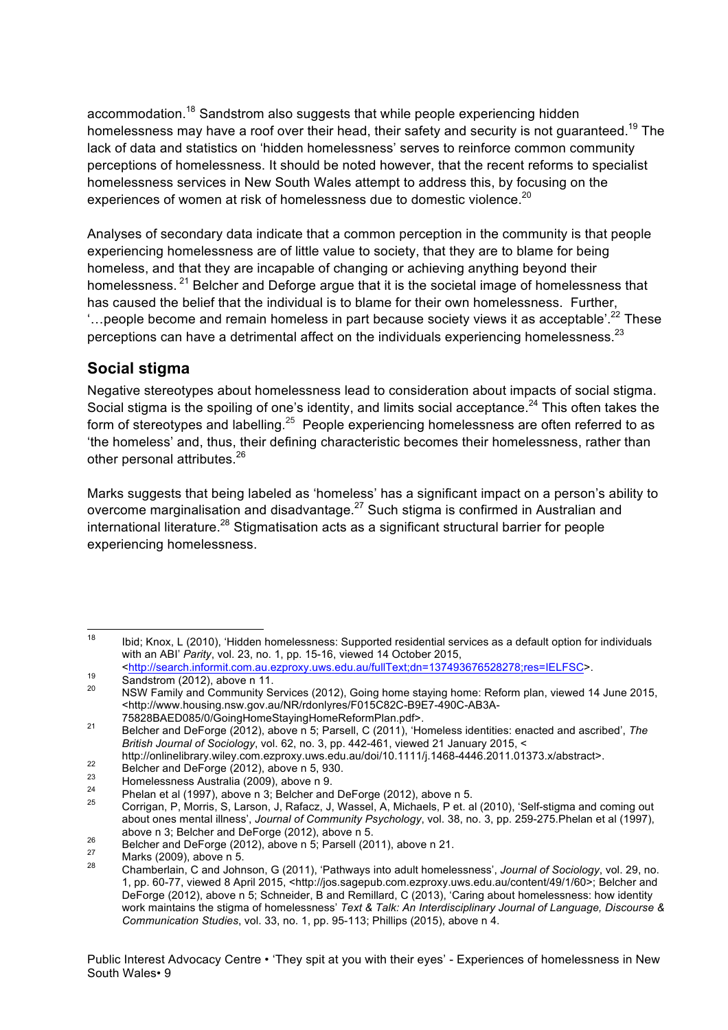accommodation.[18] Sandstrom also suggests that while people experiencing hidden homelessness may have a roof over their head, their safety and security is not guaranteed.[19] The lack of data and statistics on 'hidden homelessness' serves to reinforce common community perceptions of homelessness. It should be noted however, that the recent reforms to specialist homelessness services in New South Wales attempt to address this, by focusing on the experiences of women at risk of homelessness due to domestic violence.[20]

Analyses of secondary data indicate that a common perception in the community is that people experiencing homelessness are of little value to society, that they are to blame for being homeless, and that they are incapable of changing or achieving anything beyond their homelessness. [21] Belcher and Deforge argue that it is the societal image of homelessness that has caused the belief that the individual is to blame for their own homelessness. Further, '…people become and remain homeless in part because society views it as acceptable'.[22] These perceptions can have a detrimental affect on the individuals experiencing homelessness.[23]

## Social stigma

Negative stereotypes about homelessness lead to consideration about impacts of social stigma. Social stigma is the spoiling of one's identity, and limits social acceptance.[24] This often takes the form of stereotypes and labelling.[25] People experiencing homelessness are often referred to as 'the homeless' and, thus, their defining characteristic becomes their homelessness, rather than other personal attributes.[26]

Marks suggests that being labeled as 'homeless' has a significant impact on a person's ability to overcome marginalisation and disadvantage.[27] Such stigma is confirmed in Australian and international literature.[28] Stigmatisation acts as a significant structural barrier for people experiencing homelessness.

---

[18] Ibid; Knox, L (2010), 'Hidden homelessness: Supported residential services as a default option for individuals with an ABI' *Parity*, vol. 23, no. 1, pp. 15-16, viewed 14 October 2015, <http://search.informit.com.au.ezproxy.uws.edu.au/fullText;dn=137493676528278;res=IELFSC>.

[19] Sandstrom (2012), above n 11.

[20] NSW Family and Community Services (2012), Going home staying home: Reform plan, viewed 14 June 2015, <http://www.housing.nsw.gov.au/NR/rdonlyres/F015C82C-B9E7-490C-AB3A-75828BAED085/0/GoingHomeStayingHomeReformPlan.pdf>.

[21] Belcher and DeForge (2012), above n 5; Parsell, C (2011), 'Homeless identities: enacted and ascribed', *The British Journal of Sociology*, vol. 62, no. 3, pp. 442-461, viewed 21 January 2015, < http://onlinelibrary.wiley.com.ezproxy.uws.edu.au/doi/10.1111/j.1468-4446.2011.01373.x/abstract>.

[22] Belcher and DeForge (2012), above n 5, 930.

[23] Homelessness Australia (2009), above n 9.

[24] Phelan et al (1997), above n 3; Belcher and DeForge (2012), above n 5.

[25] Corrigan, P, Morris, S, Larson, J, Rafacz, J, Wassel, A, Michaels, P et. al (2010), 'Self-stigma and coming out about ones mental illness', *Journal of Community Psychology*, vol. 38, no. 3, pp. 259-275.Phelan et al (1997), above n 3; Belcher and DeForge (2012), above n 5.

[26] Belcher and DeForge (2012), above n 5; Parsell (2011), above n 21.

[27] Marks (2009), above n 5.

[28] Chamberlain, C and Johnson, G (2011), 'Pathways into adult homelessness', *Journal of Sociology*, vol. 29, no. 1, pp. 60-77, viewed 8 April 2015, <http://jos.sagepub.com.ezproxy.uws.edu.au/content/49/1/60>; Belcher and DeForge (2012), above n 5; Schneider, B and Remillard, C (2013), 'Caring about homelessness: how identity work maintains the stigma of homelessness' *Text & Talk: An Interdisciplinary Journal of Language, Discourse & Communication Studies*, vol. 33, no. 1, pp. 95-113; Phillips (2015), above n 4.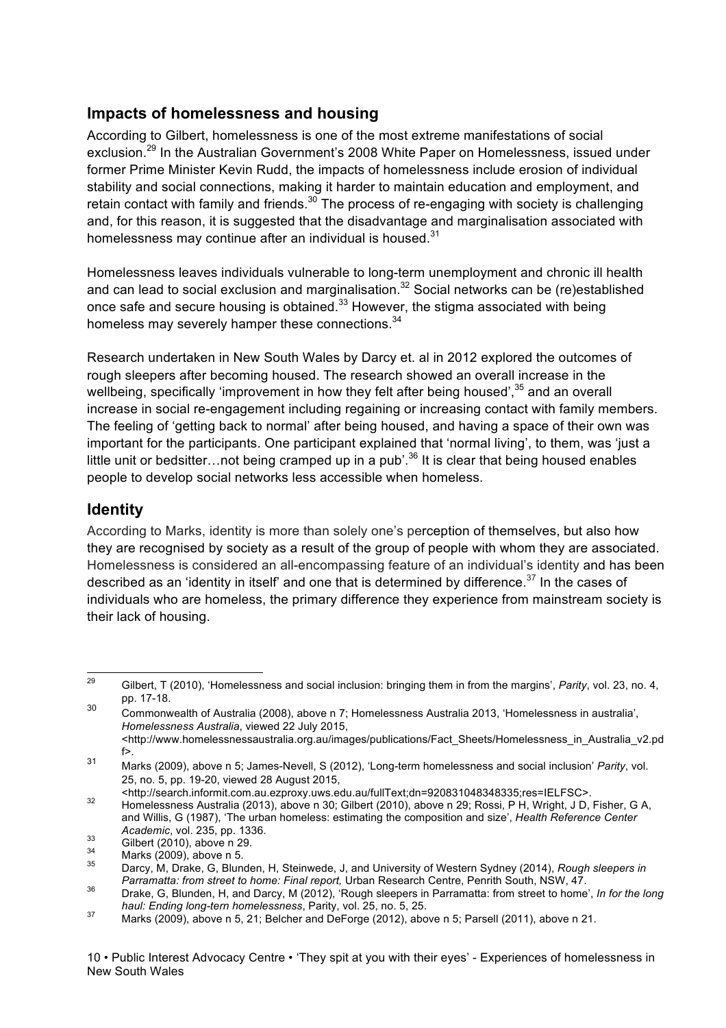## Impacts of homelessness and housing

According to Gilbert, homelessness is one of the most extreme manifestations of social exclusion.[29] In the Australian Government's 2008 White Paper on Homelessness, issued under former Prime Minister Kevin Rudd, the impacts of homelessness include erosion of individual stability and social connections, making it harder to maintain education and employment, and retain contact with family and friends.[30] The process of re-engaging with society is challenging and, for this reason, it is suggested that the disadvantage and marginalisation associated with homelessness may continue after an individual is housed.[31]

Homelessness leaves individuals vulnerable to long-term unemployment and chronic ill health and can lead to social exclusion and marginalisation.[32] Social networks can be (re)established once safe and secure housing is obtained.[33] However, the stigma associated with being homeless may severely hamper these connections.[34]

Research undertaken in New South Wales by Darcy et. al in 2012 explored the outcomes of rough sleepers after becoming housed. The research showed an overall increase in the wellbeing, specifically 'improvement in how they felt after being housed',[35] and an overall increase in social re-engagement including regaining or increasing contact with family members. The feeling of 'getting back to normal' after being housed, and having a space of their own was important for the participants. One participant explained that 'normal living', to them, was 'just a little unit or bedsitter…not being cramped up in a pub'.[36] It is clear that being housed enables people to develop social networks less accessible when homeless.

## Identity

According to Marks, identity is more than solely one's perception of themselves, but also how they are recognised by society as a result of the group of people with whom they are associated. Homelessness is considered an all-encompassing feature of an individual's identity and has been described as an 'identity in itself' and one that is determined by difference.[37] In the cases of individuals who are homeless, the primary difference they experience from mainstream society is their lack of housing.

---

[29] Gilbert, T (2010), 'Homelessness and social inclusion: bringing them in from the margins', *Parity*, vol. 23, no. 4, pp. 17-18.

[30] Commonwealth of Australia (2008), above n 7; Homelessness Australia 2013, 'Homelessness in australia', *Homelessness Australia*, viewed 22 July 2015, <http://www.homelessnessaustralia.org.au/images/publications/Fact_Sheets/Homelessness_in_Australia_v2.pdf>.

[31] Marks (2009), above n 5; James-Nevell, S (2012), 'Long-term homelessness and social inclusion' *Parity*, vol. 25, no. 5, pp. 19-20, viewed 28 August 2015, <http://search.informit.com.au.ezproxy.uws.edu.au/fullText;dn=920831048348335;res=IELFSC>.

[32] Homelessness Australia (2013), above n 30; Gilbert (2010), above n 29; Rossi, P H, Wright, J D, Fisher, G A, and Willis, G (1987), 'The urban homeless: estimating the composition and size', *Health Reference Center Academic*, vol. 235, pp. 1336.

[33] Gilbert (2010), above n 29.

[34] Marks (2009), above n 5.

[35] Darcy, M, Drake, G, Blunden, H, Steinwede, J, and University of Western Sydney (2014), *Rough sleepers in Parramatta: from street to home: Final report,* Urban Research Centre, Penrith South, NSW, 47.

[36] Drake, G, Blunden, H, and Darcy, M (2012), 'Rough sleepers in Parramatta: from street to home', *In for the long haul: Ending long-tern homelessness*, Parity, vol. 25, no. 5, 25.

[37] Marks (2009), above n 5, 21; Belcher and DeForge (2012), above n 5; Parsell (2011), above n 21.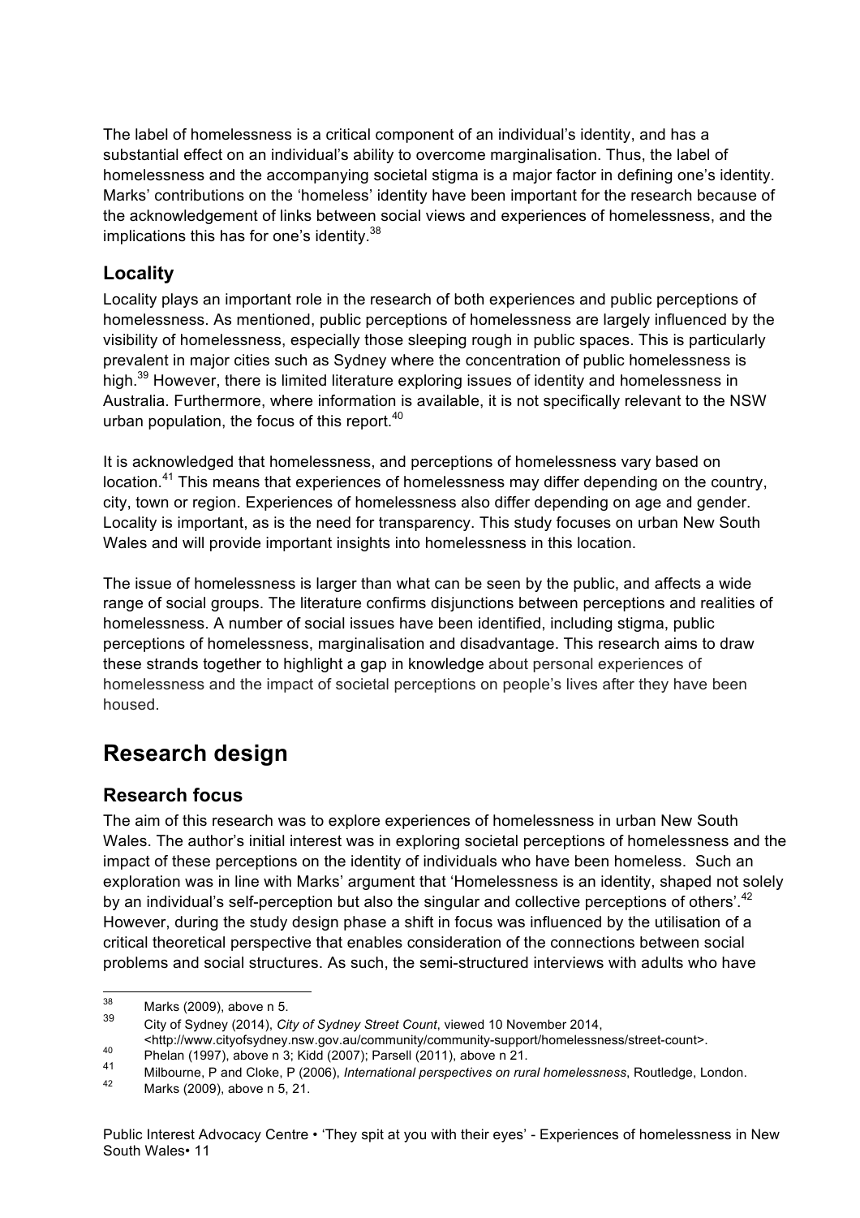The label of homelessness is a critical component of an individual's identity, and has a substantial effect on an individual's ability to overcome marginalisation. Thus, the label of homelessness and the accompanying societal stigma is a major factor in defining one's identity. Marks' contributions on the 'homeless' identity have been important for the research because of the acknowledgement of links between social views and experiences of homelessness, and the implications this has for one's identity.[38]

### Locality

Locality plays an important role in the research of both experiences and public perceptions of homelessness. As mentioned, public perceptions of homelessness are largely influenced by the visibility of homelessness, especially those sleeping rough in public spaces. This is particularly prevalent in major cities such as Sydney where the concentration of public homelessness is high.[39] However, there is limited literature exploring issues of identity and homelessness in Australia. Furthermore, where information is available, it is not specifically relevant to the NSW urban population, the focus of this report.[40]

It is acknowledged that homelessness, and perceptions of homelessness vary based on location.[41] This means that experiences of homelessness may differ depending on the country, city, town or region. Experiences of homelessness also differ depending on age and gender. Locality is important, as is the need for transparency. This study focuses on urban New South Wales and will provide important insights into homelessness in this location.

The issue of homelessness is larger than what can be seen by the public, and affects a wide range of social groups. The literature confirms disjunctions between perceptions and realities of homelessness. A number of social issues have been identified, including stigma, public perceptions of homelessness, marginalisation and disadvantage. This research aims to draw these strands together to highlight a gap in knowledge about personal experiences of homelessness and the impact of societal perceptions on people's lives after they have been housed.

## Research design

### Research focus

The aim of this research was to explore experiences of homelessness in urban New South Wales. The author's initial interest was in exploring societal perceptions of homelessness and the impact of these perceptions on the identity of individuals who have been homeless. Such an exploration was in line with Marks' argument that 'Homelessness is an identity, shaped not solely by an individual's self-perception but also the singular and collective perceptions of others'.[42] However, during the study design phase a shift in focus was influenced by the utilisation of a critical theoretical perspective that enables consideration of the connections between social problems and social structures. As such, the semi-structured interviews with adults who have

---

[38] Marks (2009), above n 5.

[39] City of Sydney (2014), *City of Sydney Street Count*, viewed 10 November 2014, <http://www.cityofsydney.nsw.gov.au/community/community-support/homelessness/street-count>.

[40] Phelan (1997), above n 3; Kidd (2007); Parsell (2011), above n 21.

[41] Milbourne, P and Cloke, P (2006), *International perspectives on rural homelessness*, Routledge, London.

[42] Marks (2009), above n 5, 21.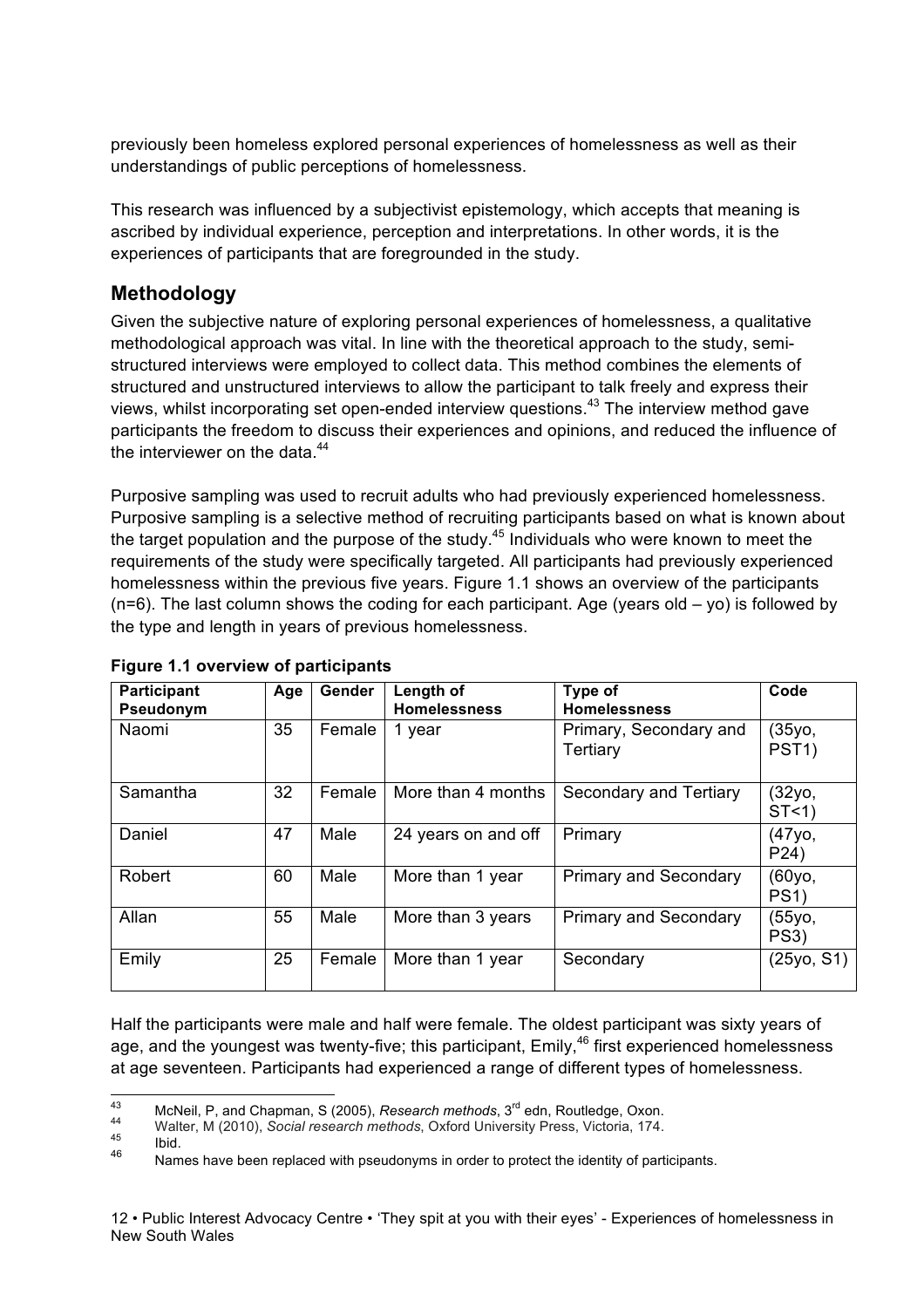previously been homeless explored personal experiences of homelessness as well as their understandings of public perceptions of homelessness.

This research was influenced by a subjectivist epistemology, which accepts that meaning is ascribed by individual experience, perception and interpretations. In other words, it is the experiences of participants that are foregrounded in the study.

## Methodology

Given the subjective nature of exploring personal experiences of homelessness, a qualitative methodological approach was vital. In line with the theoretical approach to the study, semi-structured interviews were employed to collect data. This method combines the elements of structured and unstructured interviews to allow the participant to talk freely and express their views, whilst incorporating set open-ended interview questions.[43] The interview method gave participants the freedom to discuss their experiences and opinions, and reduced the influence of the interviewer on the data.[44]

Purposive sampling was used to recruit adults who had previously experienced homelessness. Purposive sampling is a selective method of recruiting participants based on what is known about the target population and the purpose of the study.[45] Individuals who were known to meet the requirements of the study were specifically targeted. All participants had previously experienced homelessness within the previous five years. Figure 1.1 shows an overview of the participants (n=6). The last column shows the coding for each participant. Age (years old – yo) is followed by the type and length in years of previous homelessness.

**Figure 1.1 overview of participants**

| Participant Pseudonym | Age | Gender | Length of Homelessness | Type of Homelessness | Code |
|---|---|---|---|---|---|
| Naomi | 35 | Female | 1 year | Primary, Secondary and Tertiary | (35yo, PST1) |
| Samantha | 32 | Female | More than 4 months | Secondary and Tertiary | (32yo, ST<1) |
| Daniel | 47 | Male | 24 years on and off | Primary | (47yo, P24) |
| Robert | 60 | Male | More than 1 year | Primary and Secondary | (60yo, PS1) |
| Allan | 55 | Male | More than 3 years | Primary and Secondary | (55yo, PS3) |
| Emily | 25 | Female | More than 1 year | Secondary | (25yo, S1) |

Half the participants were male and half were female. The oldest participant was sixty years of age, and the youngest was twenty-five; this participant, Emily,[46] first experienced homelessness at age seventeen. Participants had experienced a range of different types of homelessness.

[43] McNeil, P, and Chapman, S (2005), *Research methods*, 3rd edn, Routledge, Oxon.
[44] Walter, M (2010), *Social research methods*, Oxford University Press, Victoria, 174.
[45] Ibid.
[46] Names have been replaced with pseudonyms in order to protect the identity of participants.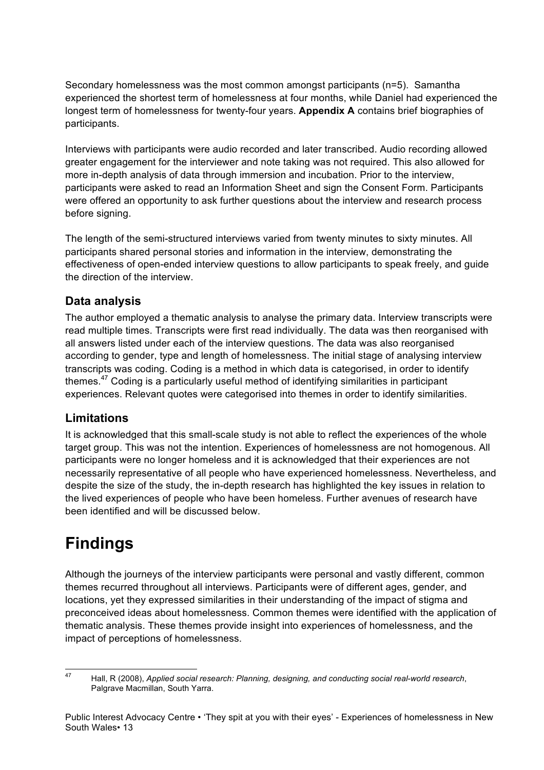Secondary homelessness was the most common amongst participants (n=5). Samantha experienced the shortest term of homelessness at four months, while Daniel had experienced the longest term of homelessness for twenty-four years. **Appendix A** contains brief biographies of participants.

Interviews with participants were audio recorded and later transcribed. Audio recording allowed greater engagement for the interviewer and note taking was not required. This also allowed for more in-depth analysis of data through immersion and incubation. Prior to the interview, participants were asked to read an Information Sheet and sign the Consent Form. Participants were offered an opportunity to ask further questions about the interview and research process before signing.

The length of the semi-structured interviews varied from twenty minutes to sixty minutes. All participants shared personal stories and information in the interview, demonstrating the effectiveness of open-ended interview questions to allow participants to speak freely, and guide the direction of the interview.

## Data analysis

The author employed a thematic analysis to analyse the primary data. Interview transcripts were read multiple times. Transcripts were first read individually. The data was then reorganised with all answers listed under each of the interview questions. The data was also reorganised according to gender, type and length of homelessness. The initial stage of analysing interview transcripts was coding. Coding is a method in which data is categorised, in order to identify themes.[47] Coding is a particularly useful method of identifying similarities in participant experiences. Relevant quotes were categorised into themes in order to identify similarities.

## Limitations

It is acknowledged that this small-scale study is not able to reflect the experiences of the whole target group. This was not the intention. Experiences of homelessness are not homogenous. All participants were no longer homeless and it is acknowledged that their experiences are not necessarily representative of all people who have experienced homelessness. Nevertheless, and despite the size of the study, the in-depth research has highlighted the key issues in relation to the lived experiences of people who have been homeless. Further avenues of research have been identified and will be discussed below.

# Findings

Although the journeys of the interview participants were personal and vastly different, common themes recurred throughout all interviews. Participants were of different ages, gender, and locations, yet they expressed similarities in their understanding of the impact of stigma and preconceived ideas about homelessness. Common themes were identified with the application of thematic analysis. These themes provide insight into experiences of homelessness, and the impact of perceptions of homelessness.

---

[47] Hall, R (2008), *Applied social research: Planning, designing, and conducting social real-world research*, Palgrave Macmillan, South Yarra.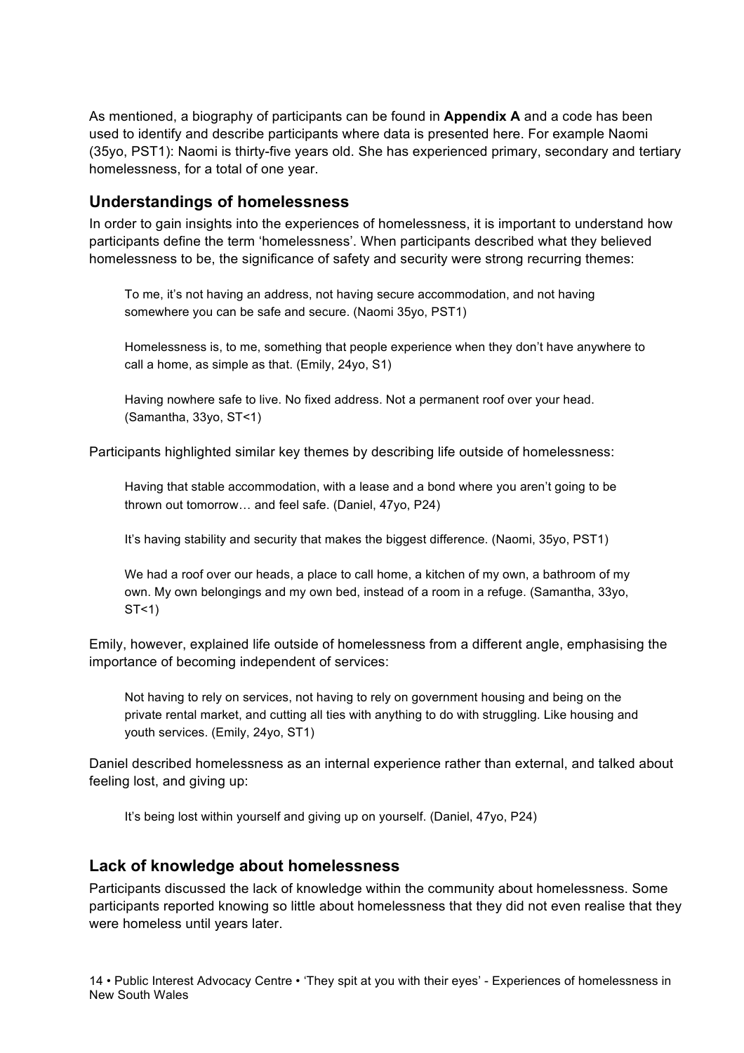As mentioned, a biography of participants can be found in **Appendix A** and a code has been used to identify and describe participants where data is presented here. For example Naomi (35yo, PST1): Naomi is thirty-five years old. She has experienced primary, secondary and tertiary homelessness, for a total of one year.

## Understandings of homelessness

In order to gain insights into the experiences of homelessness, it is important to understand how participants define the term 'homelessness'. When participants described what they believed homelessness to be, the significance of safety and security were strong recurring themes:

> To me, it's not having an address, not having secure accommodation, and not having somewhere you can be safe and secure. (Naomi 35yo, PST1)

> Homelessness is, to me, something that people experience when they don't have anywhere to call a home, as simple as that. (Emily, 24yo, S1)

> Having nowhere safe to live. No fixed address. Not a permanent roof over your head. (Samantha, 33yo, ST<1)

Participants highlighted similar key themes by describing life outside of homelessness:

> Having that stable accommodation, with a lease and a bond where you aren't going to be thrown out tomorrow… and feel safe. (Daniel, 47yo, P24)

> It's having stability and security that makes the biggest difference. (Naomi, 35yo, PST1)

> We had a roof over our heads, a place to call home, a kitchen of my own, a bathroom of my own. My own belongings and my own bed, instead of a room in a refuge. (Samantha, 33yo, ST<1)

Emily, however, explained life outside of homelessness from a different angle, emphasising the importance of becoming independent of services:

> Not having to rely on services, not having to rely on government housing and being on the private rental market, and cutting all ties with anything to do with struggling. Like housing and youth services. (Emily, 24yo, ST1)

Daniel described homelessness as an internal experience rather than external, and talked about feeling lost, and giving up:

> It's being lost within yourself and giving up on yourself. (Daniel, 47yo, P24)

## Lack of knowledge about homelessness

Participants discussed the lack of knowledge within the community about homelessness. Some participants reported knowing so little about homelessness that they did not even realise that they were homeless until years later.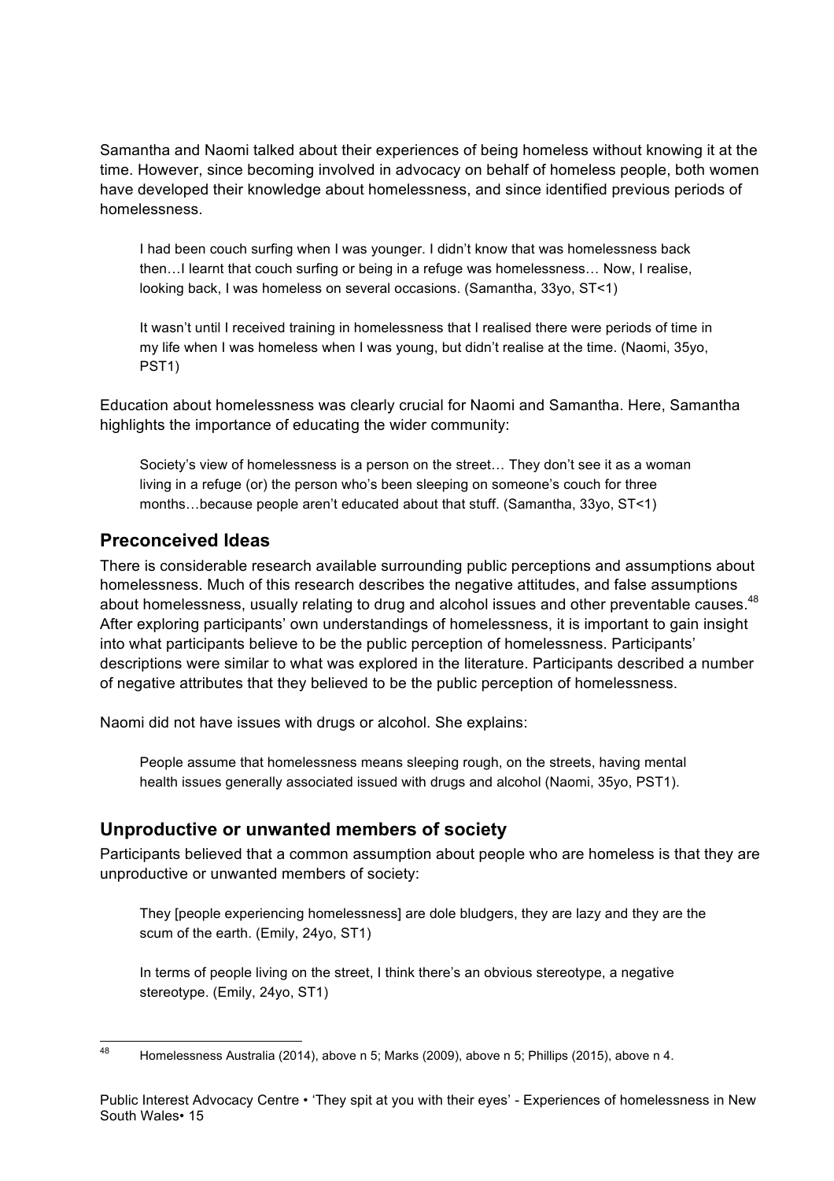Samantha and Naomi talked about their experiences of being homeless without knowing it at the time. However, since becoming involved in advocacy on behalf of homeless people, both women have developed their knowledge about homelessness, and since identified previous periods of homelessness.

> I had been couch surfing when I was younger. I didn't know that was homelessness back then…I learnt that couch surfing or being in a refuge was homelessness… Now, I realise, looking back, I was homeless on several occasions. (Samantha, 33yo, ST<1)

> It wasn't until I received training in homelessness that I realised there were periods of time in my life when I was homeless when I was young, but didn't realise at the time. (Naomi, 35yo, PST1)

Education about homelessness was clearly crucial for Naomi and Samantha. Here, Samantha highlights the importance of educating the wider community:

> Society's view of homelessness is a person on the street… They don't see it as a woman living in a refuge (or) the person who's been sleeping on someone's couch for three months…because people aren't educated about that stuff. (Samantha, 33yo, ST<1)

## Preconceived Ideas

There is considerable research available surrounding public perceptions and assumptions about homelessness. Much of this research describes the negative attitudes, and false assumptions about homelessness, usually relating to drug and alcohol issues and other preventable causes.[48] After exploring participants' own understandings of homelessness, it is important to gain insight into what participants believe to be the public perception of homelessness. Participants' descriptions were similar to what was explored in the literature. Participants described a number of negative attributes that they believed to be the public perception of homelessness.

Naomi did not have issues with drugs or alcohol. She explains:

> People assume that homelessness means sleeping rough, on the streets, having mental health issues generally associated issued with drugs and alcohol (Naomi, 35yo, PST1).

## Unproductive or unwanted members of society

Participants believed that a common assumption about people who are homeless is that they are unproductive or unwanted members of society:

> They [people experiencing homelessness] are dole bludgers, they are lazy and they are the scum of the earth. (Emily, 24yo, ST1)

> In terms of people living on the street, I think there's an obvious stereotype, a negative stereotype. (Emily, 24yo, ST1)

[48] Homelessness Australia (2014), above n 5; Marks (2009), above n 5; Phillips (2015), above n 4.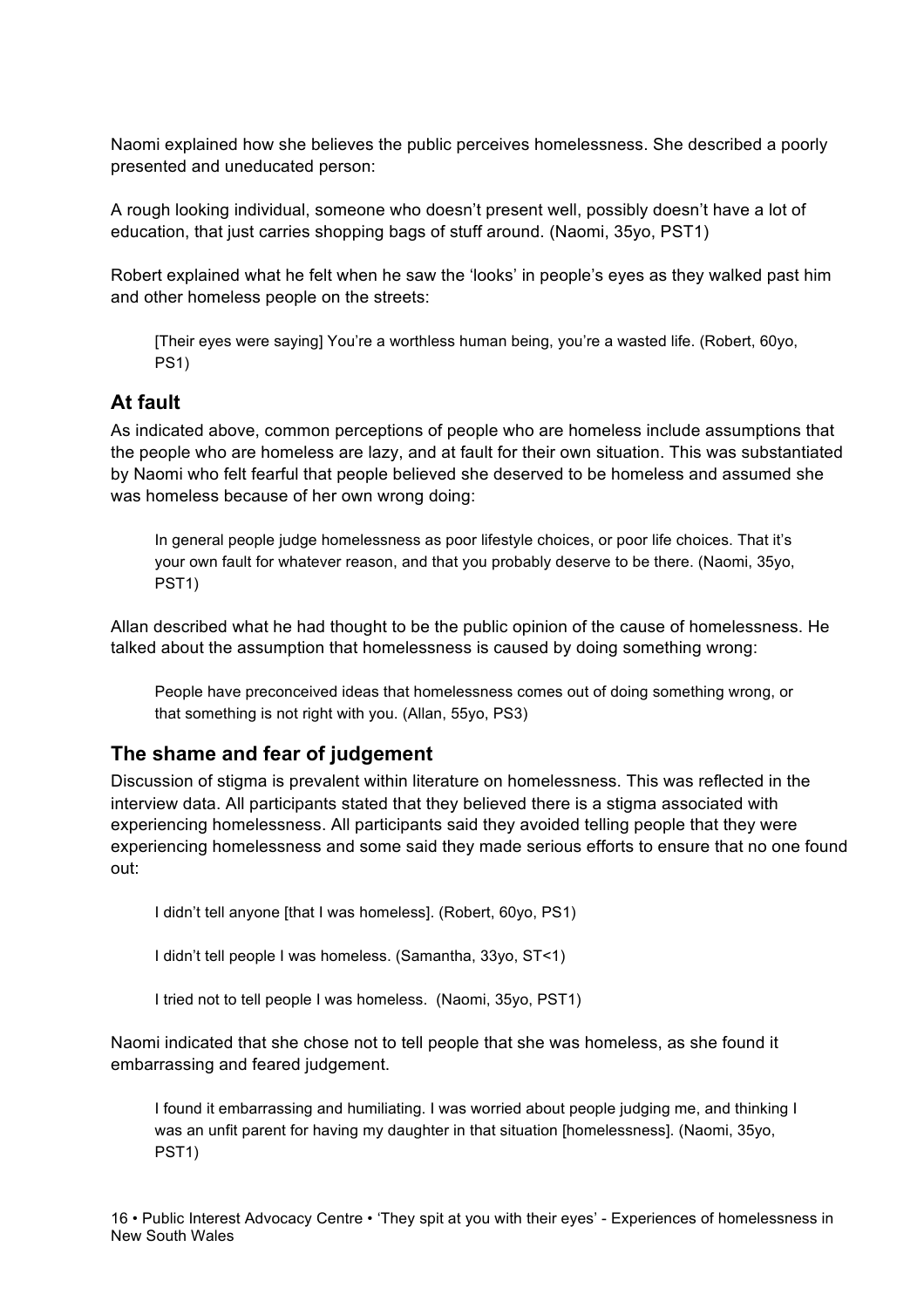Naomi explained how she believes the public perceives homelessness. She described a poorly presented and uneducated person:

A rough looking individual, someone who doesn't present well, possibly doesn't have a lot of education, that just carries shopping bags of stuff around. (Naomi, 35yo, PST1)

Robert explained what he felt when he saw the 'looks' in people's eyes as they walked past him and other homeless people on the streets:

> [Their eyes were saying] You're a worthless human being, you're a wasted life. (Robert, 60yo, PS1)

## At fault

As indicated above, common perceptions of people who are homeless include assumptions that the people who are homeless are lazy, and at fault for their own situation. This was substantiated by Naomi who felt fearful that people believed she deserved to be homeless and assumed she was homeless because of her own wrong doing:

> In general people judge homelessness as poor lifestyle choices, or poor life choices. That it's your own fault for whatever reason, and that you probably deserve to be there. (Naomi, 35yo, PST1)

Allan described what he had thought to be the public opinion of the cause of homelessness. He talked about the assumption that homelessness is caused by doing something wrong:

> People have preconceived ideas that homelessness comes out of doing something wrong, or that something is not right with you. (Allan, 55yo, PS3)

## The shame and fear of judgement

Discussion of stigma is prevalent within literature on homelessness. This was reflected in the interview data. All participants stated that they believed there is a stigma associated with experiencing homelessness. All participants said they avoided telling people that they were experiencing homelessness and some said they made serious efforts to ensure that no one found out:

> I didn't tell anyone [that I was homeless]. (Robert, 60yo, PS1)

> I didn't tell people I was homeless. (Samantha, 33yo, ST<1)

> I tried not to tell people I was homeless. (Naomi, 35yo, PST1)

Naomi indicated that she chose not to tell people that she was homeless, as she found it embarrassing and feared judgement.

> I found it embarrassing and humiliating. I was worried about people judging me, and thinking I was an unfit parent for having my daughter in that situation [homelessness]. (Naomi, 35yo, PST1)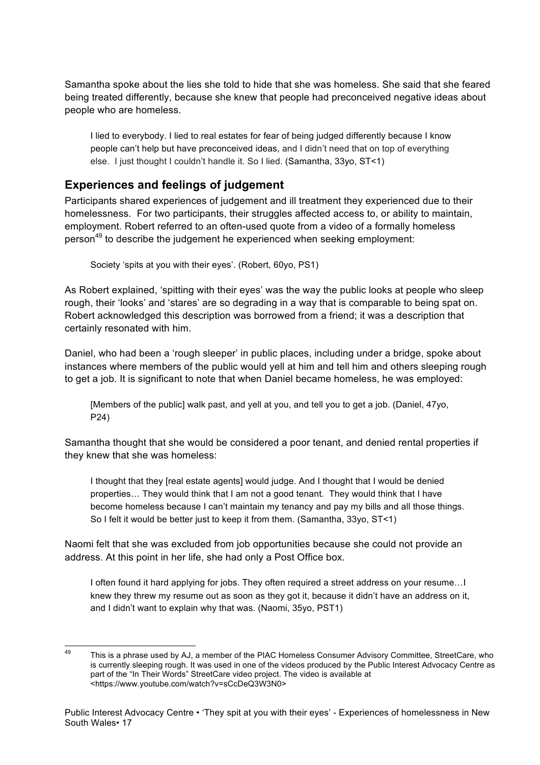Samantha spoke about the lies she told to hide that she was homeless. She said that she feared being treated differently, because she knew that people had preconceived negative ideas about people who are homeless.

> I lied to everybody. I lied to real estates for fear of being judged differently because I know people can't help but have preconceived ideas, and I didn't need that on top of everything else. I just thought I couldn't handle it. So I lied. (Samantha, 33yo, ST<1)

## Experiences and feelings of judgement

Participants shared experiences of judgement and ill treatment they experienced due to their homelessness. For two participants, their struggles affected access to, or ability to maintain, employment. Robert referred to an often-used quote from a video of a formally homeless person[49] to describe the judgement he experienced when seeking employment:

> Society 'spits at you with their eyes'. (Robert, 60yo, PS1)

As Robert explained, 'spitting with their eyes' was the way the public looks at people who sleep rough, their 'looks' and 'stares' are so degrading in a way that is comparable to being spat on. Robert acknowledged this description was borrowed from a friend; it was a description that certainly resonated with him.

Daniel, who had been a 'rough sleeper' in public places, including under a bridge, spoke about instances where members of the public would yell at him and tell him and others sleeping rough to get a job. It is significant to note that when Daniel became homeless, he was employed:

> [Members of the public] walk past, and yell at you, and tell you to get a job. (Daniel, 47yo, P24)

Samantha thought that she would be considered a poor tenant, and denied rental properties if they knew that she was homeless:

> I thought that they [real estate agents] would judge. And I thought that I would be denied properties… They would think that I am not a good tenant. They would think that I have become homeless because I can't maintain my tenancy and pay my bills and all those things. So I felt it would be better just to keep it from them. (Samantha, 33yo, ST<1)

Naomi felt that she was excluded from job opportunities because she could not provide an address. At this point in her life, she had only a Post Office box.

> I often found it hard applying for jobs. They often required a street address on your resume…I knew they threw my resume out as soon as they got it, because it didn't have an address on it, and I didn't want to explain why that was. (Naomi, 35yo, PST1)

---

[49] This is a phrase used by AJ, a member of the PIAC Homeless Consumer Advisory Committee, StreetCare, who is currently sleeping rough. It was used in one of the videos produced by the Public Interest Advocacy Centre as part of the "In Their Words" StreetCare video project. The video is available at <https://www.youtube.com/watch?v=sCcDeQ3W3N0>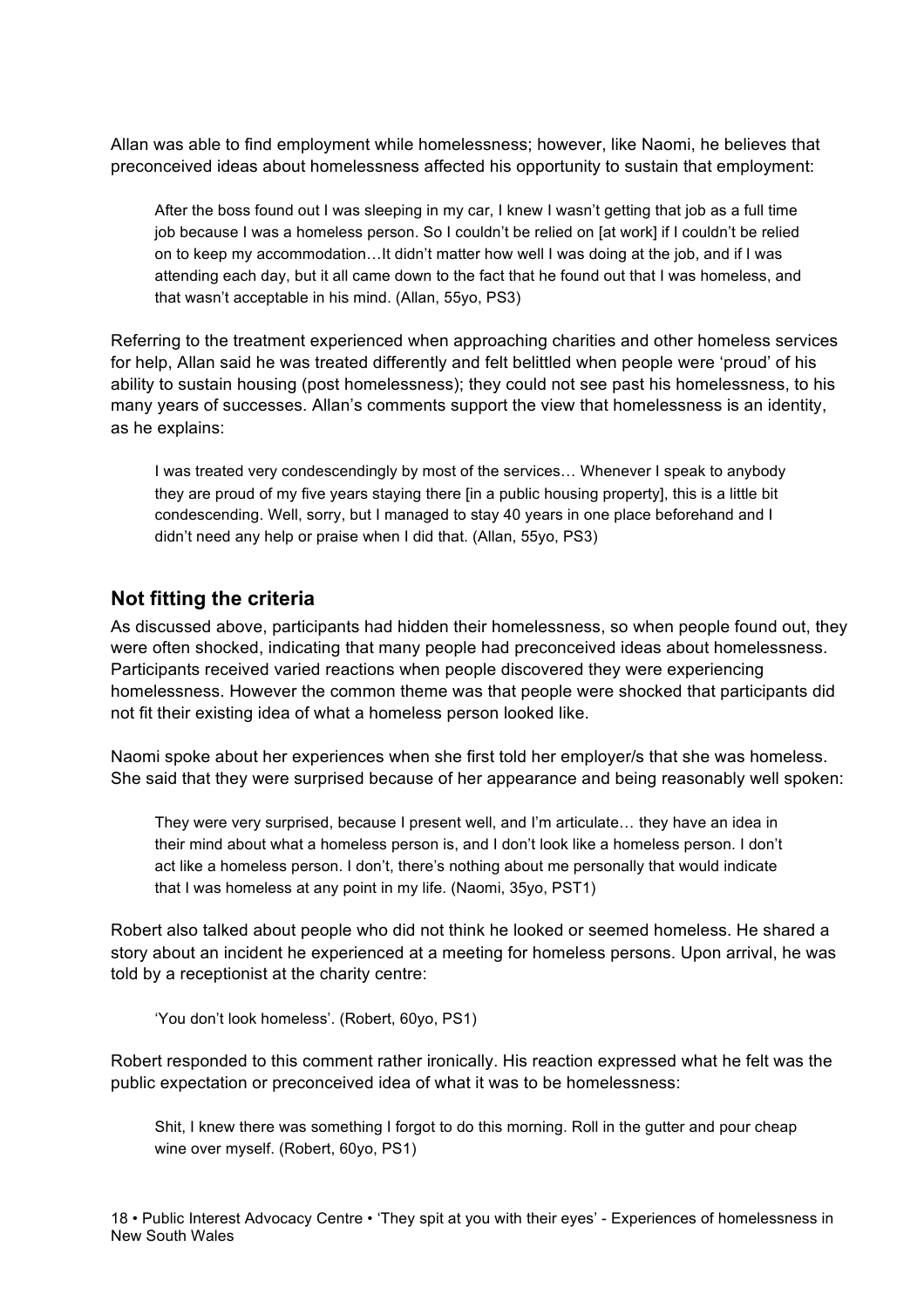Allan was able to find employment while homelessness; however, like Naomi, he believes that preconceived ideas about homelessness affected his opportunity to sustain that employment:

> After the boss found out I was sleeping in my car, I knew I wasn't getting that job as a full time job because I was a homeless person. So I couldn't be relied on [at work] if I couldn't be relied on to keep my accommodation…It didn't matter how well I was doing at the job, and if I was attending each day, but it all came down to the fact that he found out that I was homeless, and that wasn't acceptable in his mind. (Allan, 55yo, PS3)

Referring to the treatment experienced when approaching charities and other homeless services for help, Allan said he was treated differently and felt belittled when people were 'proud' of his ability to sustain housing (post homelessness); they could not see past his homelessness, to his many years of successes. Allan's comments support the view that homelessness is an identity, as he explains:

> I was treated very condescendingly by most of the services… Whenever I speak to anybody they are proud of my five years staying there [in a public housing property], this is a little bit condescending. Well, sorry, but I managed to stay 40 years in one place beforehand and I didn't need any help or praise when I did that. (Allan, 55yo, PS3)

## Not fitting the criteria

As discussed above, participants had hidden their homelessness, so when people found out, they were often shocked, indicating that many people had preconceived ideas about homelessness. Participants received varied reactions when people discovered they were experiencing homelessness. However the common theme was that people were shocked that participants did not fit their existing idea of what a homeless person looked like.

Naomi spoke about her experiences when she first told her employer/s that she was homeless. She said that they were surprised because of her appearance and being reasonably well spoken:

> They were very surprised, because I present well, and I'm articulate… they have an idea in their mind about what a homeless person is, and I don't look like a homeless person. I don't act like a homeless person. I don't, there's nothing about me personally that would indicate that I was homeless at any point in my life. (Naomi, 35yo, PST1)

Robert also talked about people who did not think he looked or seemed homeless. He shared a story about an incident he experienced at a meeting for homeless persons. Upon arrival, he was told by a receptionist at the charity centre:

> 'You don't look homeless'. (Robert, 60yo, PS1)

Robert responded to this comment rather ironically. His reaction expressed what he felt was the public expectation or preconceived idea of what it was to be homelessness:

> Shit, I knew there was something I forgot to do this morning. Roll in the gutter and pour cheap wine over myself. (Robert, 60yo, PS1)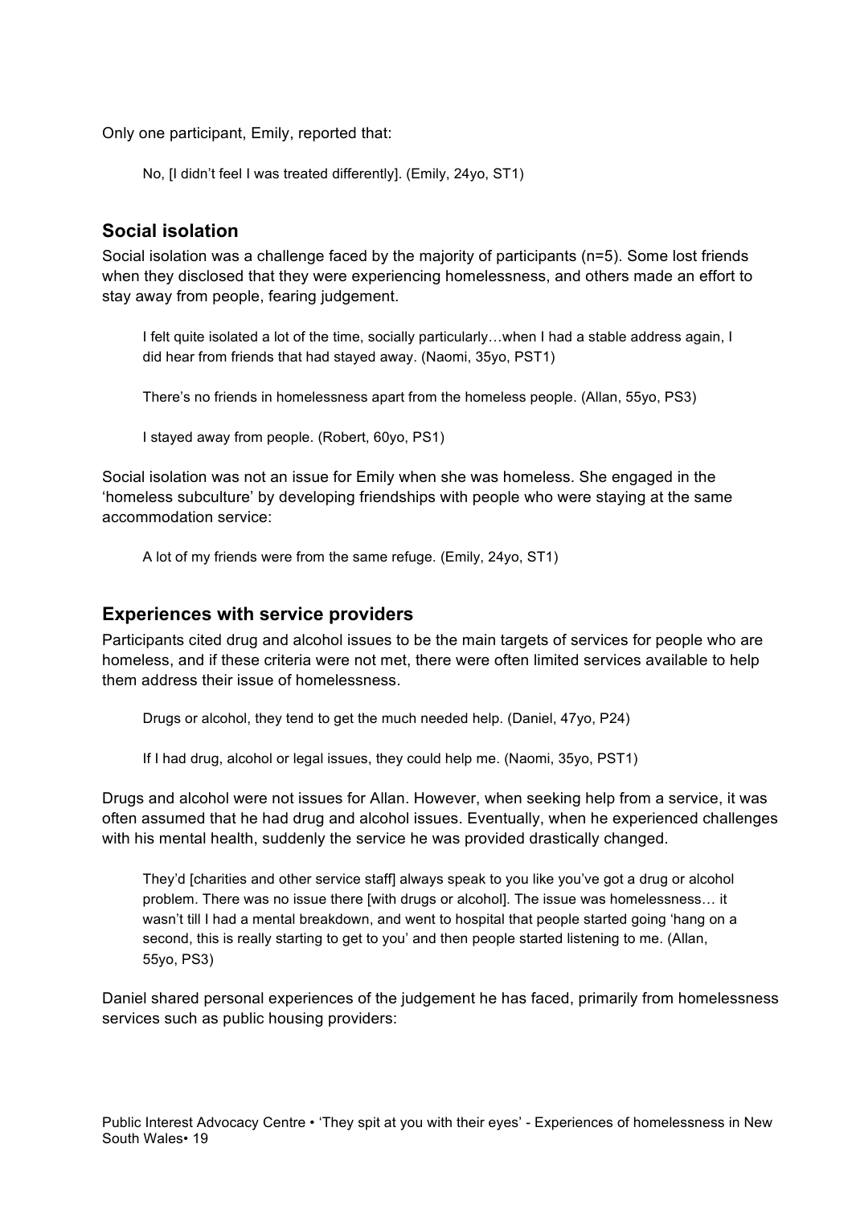Only one participant, Emily, reported that:

> No, [I didn't feel I was treated differently]. (Emily, 24yo, ST1)

## Social isolation

Social isolation was a challenge faced by the majority of participants (n=5). Some lost friends when they disclosed that they were experiencing homelessness, and others made an effort to stay away from people, fearing judgement.

> I felt quite isolated a lot of the time, socially particularly…when I had a stable address again, I did hear from friends that had stayed away. (Naomi, 35yo, PST1)

> There's no friends in homelessness apart from the homeless people. (Allan, 55yo, PS3)

> I stayed away from people. (Robert, 60yo, PS1)

Social isolation was not an issue for Emily when she was homeless. She engaged in the 'homeless subculture' by developing friendships with people who were staying at the same accommodation service:

> A lot of my friends were from the same refuge. (Emily, 24yo, ST1)

## Experiences with service providers

Participants cited drug and alcohol issues to be the main targets of services for people who are homeless, and if these criteria were not met, there were often limited services available to help them address their issue of homelessness.

> Drugs or alcohol, they tend to get the much needed help. (Daniel, 47yo, P24)

> If I had drug, alcohol or legal issues, they could help me. (Naomi, 35yo, PST1)

Drugs and alcohol were not issues for Allan. However, when seeking help from a service, it was often assumed that he had drug and alcohol issues. Eventually, when he experienced challenges with his mental health, suddenly the service he was provided drastically changed.

> They'd [charities and other service staff] always speak to you like you've got a drug or alcohol problem. There was no issue there [with drugs or alcohol]. The issue was homelessness… it wasn't till I had a mental breakdown, and went to hospital that people started going 'hang on a second, this is really starting to get to you' and then people started listening to me. (Allan, 55yo, PS3)

Daniel shared personal experiences of the judgement he has faced, primarily from homelessness services such as public housing providers: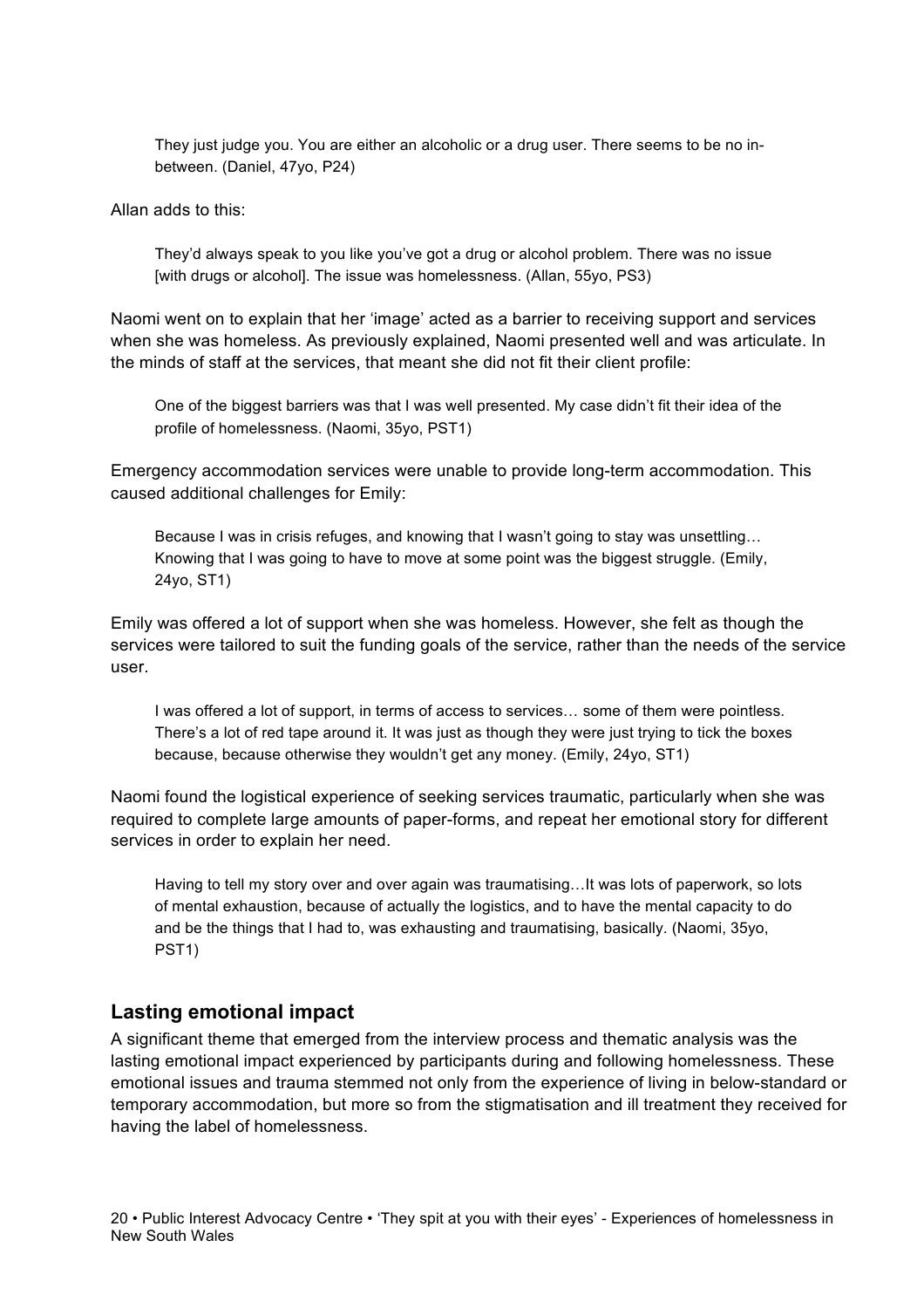> They just judge you. You are either an alcoholic or a drug user. There seems to be no in-between. (Daniel, 47yo, P24)

Allan adds to this:

> They'd always speak to you like you've got a drug or alcohol problem. There was no issue [with drugs or alcohol]. The issue was homelessness. (Allan, 55yo, PS3)

Naomi went on to explain that her 'image' acted as a barrier to receiving support and services when she was homeless. As previously explained, Naomi presented well and was articulate. In the minds of staff at the services, that meant she did not fit their client profile:

> One of the biggest barriers was that I was well presented. My case didn't fit their idea of the profile of homelessness. (Naomi, 35yo, PST1)

Emergency accommodation services were unable to provide long-term accommodation. This caused additional challenges for Emily:

> Because I was in crisis refuges, and knowing that I wasn't going to stay was unsettling… Knowing that I was going to have to move at some point was the biggest struggle. (Emily, 24yo, ST1)

Emily was offered a lot of support when she was homeless. However, she felt as though the services were tailored to suit the funding goals of the service, rather than the needs of the service user.

> I was offered a lot of support, in terms of access to services… some of them were pointless. There's a lot of red tape around it. It was just as though they were just trying to tick the boxes because, because otherwise they wouldn't get any money. (Emily, 24yo, ST1)

Naomi found the logistical experience of seeking services traumatic, particularly when she was required to complete large amounts of paper-forms, and repeat her emotional story for different services in order to explain her need.

> Having to tell my story over and over again was traumatising…It was lots of paperwork, so lots of mental exhaustion, because of actually the logistics, and to have the mental capacity to do and be the things that I had to, was exhausting and traumatising, basically. (Naomi, 35yo, PST1)

## Lasting emotional impact

A significant theme that emerged from the interview process and thematic analysis was the lasting emotional impact experienced by participants during and following homelessness. These emotional issues and trauma stemmed not only from the experience of living in below-standard or temporary accommodation, but more so from the stigmatisation and ill treatment they received for having the label of homelessness.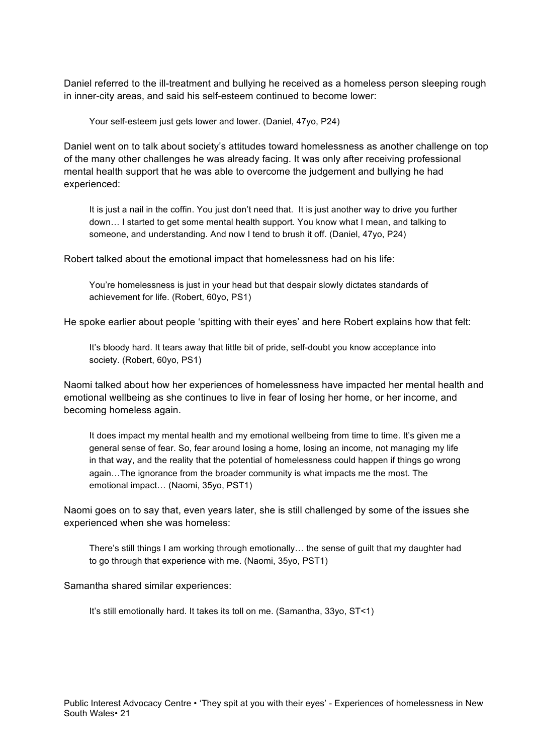Daniel referred to the ill-treatment and bullying he received as a homeless person sleeping rough in inner-city areas, and said his self-esteem continued to become lower:

> Your self-esteem just gets lower and lower. (Daniel, 47yo, P24)

Daniel went on to talk about society's attitudes toward homelessness as another challenge on top of the many other challenges he was already facing. It was only after receiving professional mental health support that he was able to overcome the judgement and bullying he had experienced:

> It is just a nail in the coffin. You just don't need that. It is just another way to drive you further down… I started to get some mental health support. You know what I mean, and talking to someone, and understanding. And now I tend to brush it off. (Daniel, 47yo, P24)

Robert talked about the emotional impact that homelessness had on his life:

> You're homelessness is just in your head but that despair slowly dictates standards of achievement for life. (Robert, 60yo, PS1)

He spoke earlier about people 'spitting with their eyes' and here Robert explains how that felt:

> It's bloody hard. It tears away that little bit of pride, self-doubt you know acceptance into society. (Robert, 60yo, PS1)

Naomi talked about how her experiences of homelessness have impacted her mental health and emotional wellbeing as she continues to live in fear of losing her home, or her income, and becoming homeless again.

> It does impact my mental health and my emotional wellbeing from time to time. It's given me a general sense of fear. So, fear around losing a home, losing an income, not managing my life in that way, and the reality that the potential of homelessness could happen if things go wrong again…The ignorance from the broader community is what impacts me the most. The emotional impact… (Naomi, 35yo, PST1)

Naomi goes on to say that, even years later, she is still challenged by some of the issues she experienced when she was homeless:

> There's still things I am working through emotionally… the sense of guilt that my daughter had to go through that experience with me. (Naomi, 35yo, PST1)

Samantha shared similar experiences:

> It's still emotionally hard. It takes its toll on me. (Samantha, 33yo, ST<1)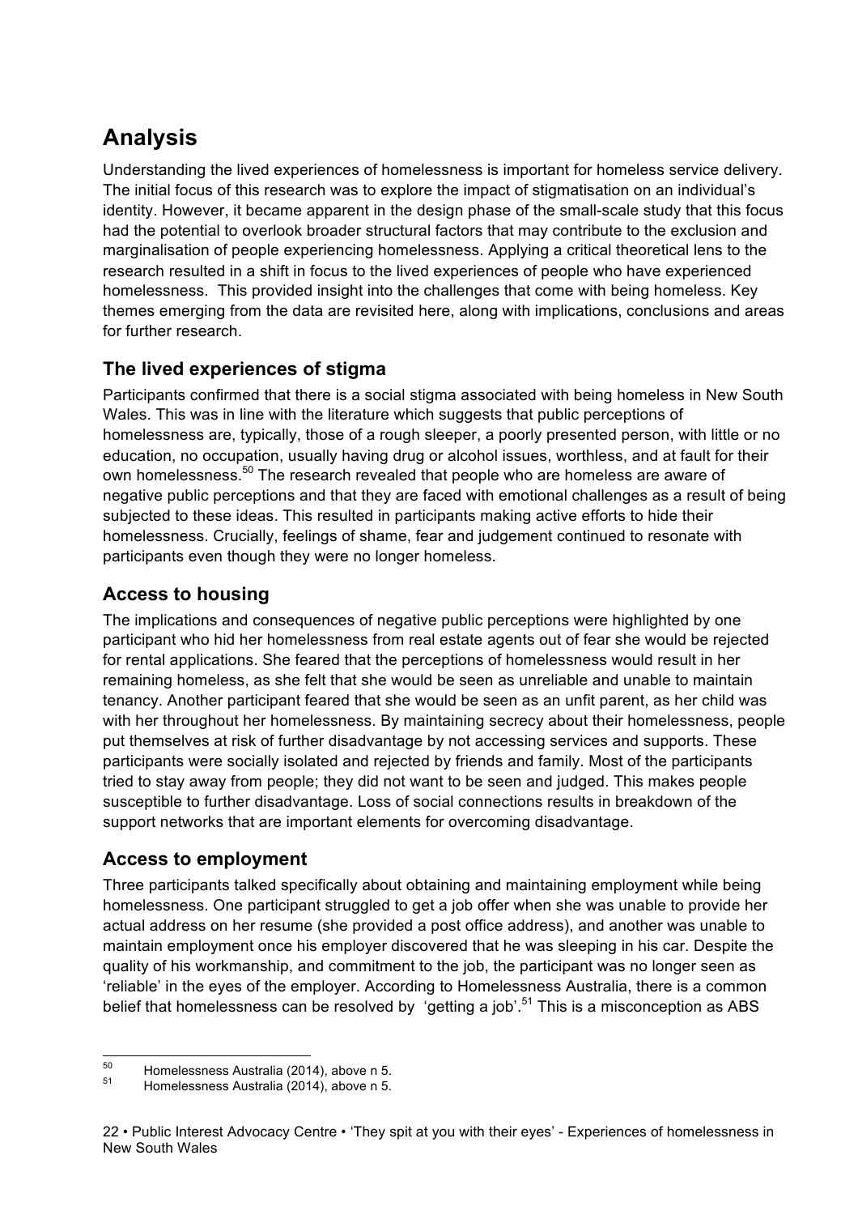# Analysis

Understanding the lived experiences of homelessness is important for homeless service delivery. The initial focus of this research was to explore the impact of stigmatisation on an individual's identity. However, it became apparent in the design phase of the small-scale study that this focus had the potential to overlook broader structural factors that may contribute to the exclusion and marginalisation of people experiencing homelessness. Applying a critical theoretical lens to the research resulted in a shift in focus to the lived experiences of people who have experienced homelessness. This provided insight into the challenges that come with being homeless. Key themes emerging from the data are revisited here, along with implications, conclusions and areas for further research.

## The lived experiences of stigma

Participants confirmed that there is a social stigma associated with being homeless in New South Wales. This was in line with the literature which suggests that public perceptions of homelessness are, typically, those of a rough sleeper, a poorly presented person, with little or no education, no occupation, usually having drug or alcohol issues, worthless, and at fault for their own homelessness.[50] The research revealed that people who are homeless are aware of negative public perceptions and that they are faced with emotional challenges as a result of being subjected to these ideas. This resulted in participants making active efforts to hide their homelessness. Crucially, feelings of shame, fear and judgement continued to resonate with participants even though they were no longer homeless.

## Access to housing

The implications and consequences of negative public perceptions were highlighted by one participant who hid her homelessness from real estate agents out of fear she would be rejected for rental applications. She feared that the perceptions of homelessness would result in her remaining homeless, as she felt that she would be seen as unreliable and unable to maintain tenancy. Another participant feared that she would be seen as an unfit parent, as her child was with her throughout her homelessness. By maintaining secrecy about their homelessness, people put themselves at risk of further disadvantage by not accessing services and supports. These participants were socially isolated and rejected by friends and family. Most of the participants tried to stay away from people; they did not want to be seen and judged. This makes people susceptible to further disadvantage. Loss of social connections results in breakdown of the support networks that are important elements for overcoming disadvantage.

## Access to employment

Three participants talked specifically about obtaining and maintaining employment while being homelessness. One participant struggled to get a job offer when she was unable to provide her actual address on her resume (she provided a post office address), and another was unable to maintain employment once his employer discovered that he was sleeping in his car. Despite the quality of his workmanship, and commitment to the job, the participant was no longer seen as 'reliable' in the eyes of the employer. According to Homelessness Australia, there is a common belief that homelessness can be resolved by 'getting a job'.[51] This is a misconception as ABS

---

[50] Homelessness Australia (2014), above n 5.

[51] Homelessness Australia (2014), above n 5.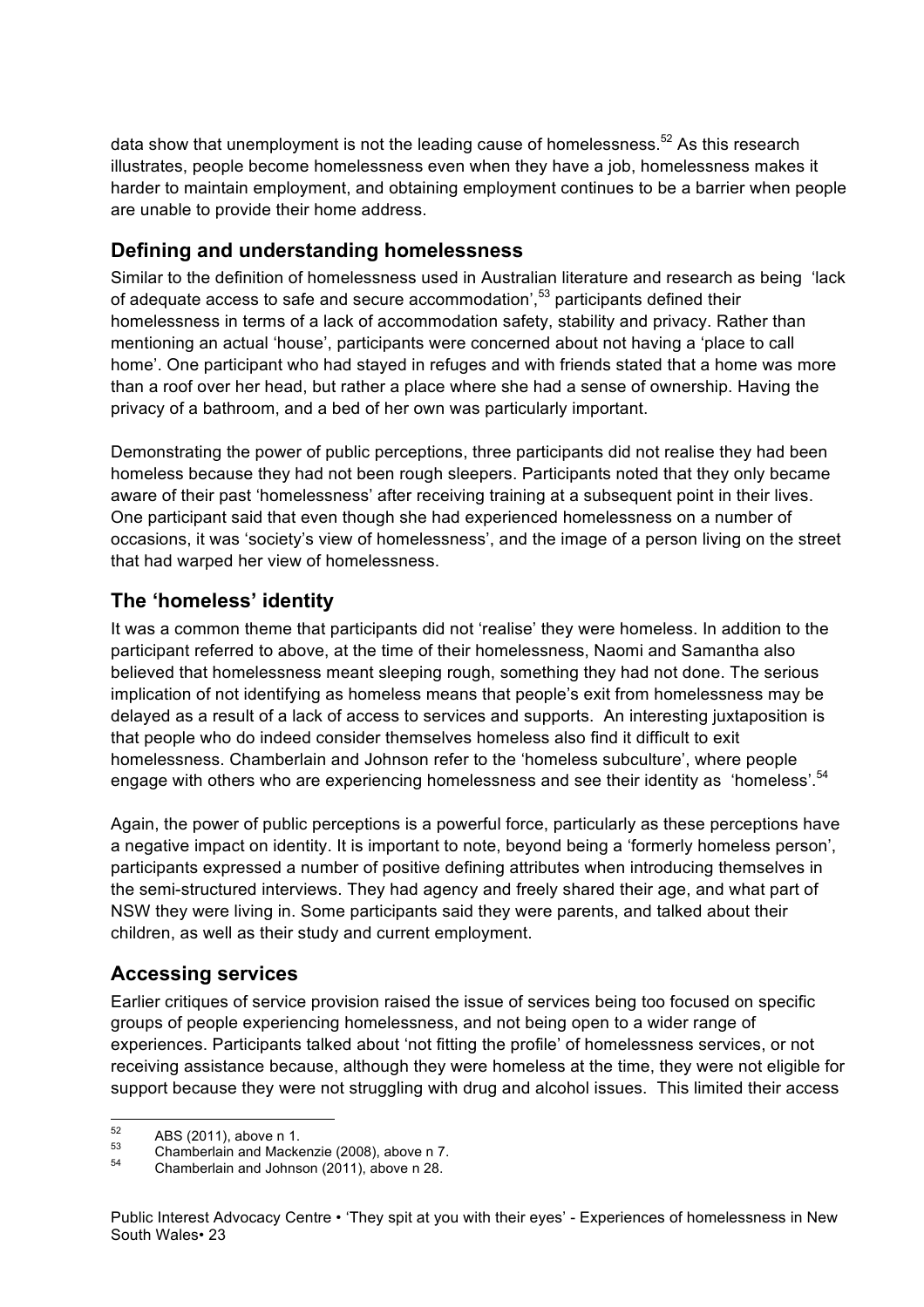data show that unemployment is not the leading cause of homelessness.[52] As this research illustrates, people become homelessness even when they have a job, homelessness makes it harder to maintain employment, and obtaining employment continues to be a barrier when people are unable to provide their home address.

## Defining and understanding homelessness

Similar to the definition of homelessness used in Australian literature and research as being 'lack of adequate access to safe and secure accommodation',[53] participants defined their homelessness in terms of a lack of accommodation safety, stability and privacy. Rather than mentioning an actual 'house', participants were concerned about not having a 'place to call home'. One participant who had stayed in refuges and with friends stated that a home was more than a roof over her head, but rather a place where she had a sense of ownership. Having the privacy of a bathroom, and a bed of her own was particularly important.

Demonstrating the power of public perceptions, three participants did not realise they had been homeless because they had not been rough sleepers. Participants noted that they only became aware of their past 'homelessness' after receiving training at a subsequent point in their lives. One participant said that even though she had experienced homelessness on a number of occasions, it was 'society's view of homelessness', and the image of a person living on the street that had warped her view of homelessness.

## The 'homeless' identity

It was a common theme that participants did not 'realise' they were homeless. In addition to the participant referred to above, at the time of their homelessness, Naomi and Samantha also believed that homelessness meant sleeping rough, something they had not done. The serious implication of not identifying as homeless means that people's exit from homelessness may be delayed as a result of a lack of access to services and supports. An interesting juxtaposition is that people who do indeed consider themselves homeless also find it difficult to exit homelessness. Chamberlain and Johnson refer to the 'homeless subculture', where people engage with others who are experiencing homelessness and see their identity as 'homeless'.[54]

Again, the power of public perceptions is a powerful force, particularly as these perceptions have a negative impact on identity. It is important to note, beyond being a 'formerly homeless person', participants expressed a number of positive defining attributes when introducing themselves in the semi-structured interviews. They had agency and freely shared their age, and what part of NSW they were living in. Some participants said they were parents, and talked about their children, as well as their study and current employment.

## Accessing services

Earlier critiques of service provision raised the issue of services being too focused on specific groups of people experiencing homelessness, and not being open to a wider range of experiences. Participants talked about 'not fitting the profile' of homelessness services, or not receiving assistance because, although they were homeless at the time, they were not eligible for support because they were not struggling with drug and alcohol issues. This limited their access

---

[52] ABS (2011), above n 1.

[53] Chamberlain and Mackenzie (2008), above n 7.

[54] Chamberlain and Johnson (2011), above n 28.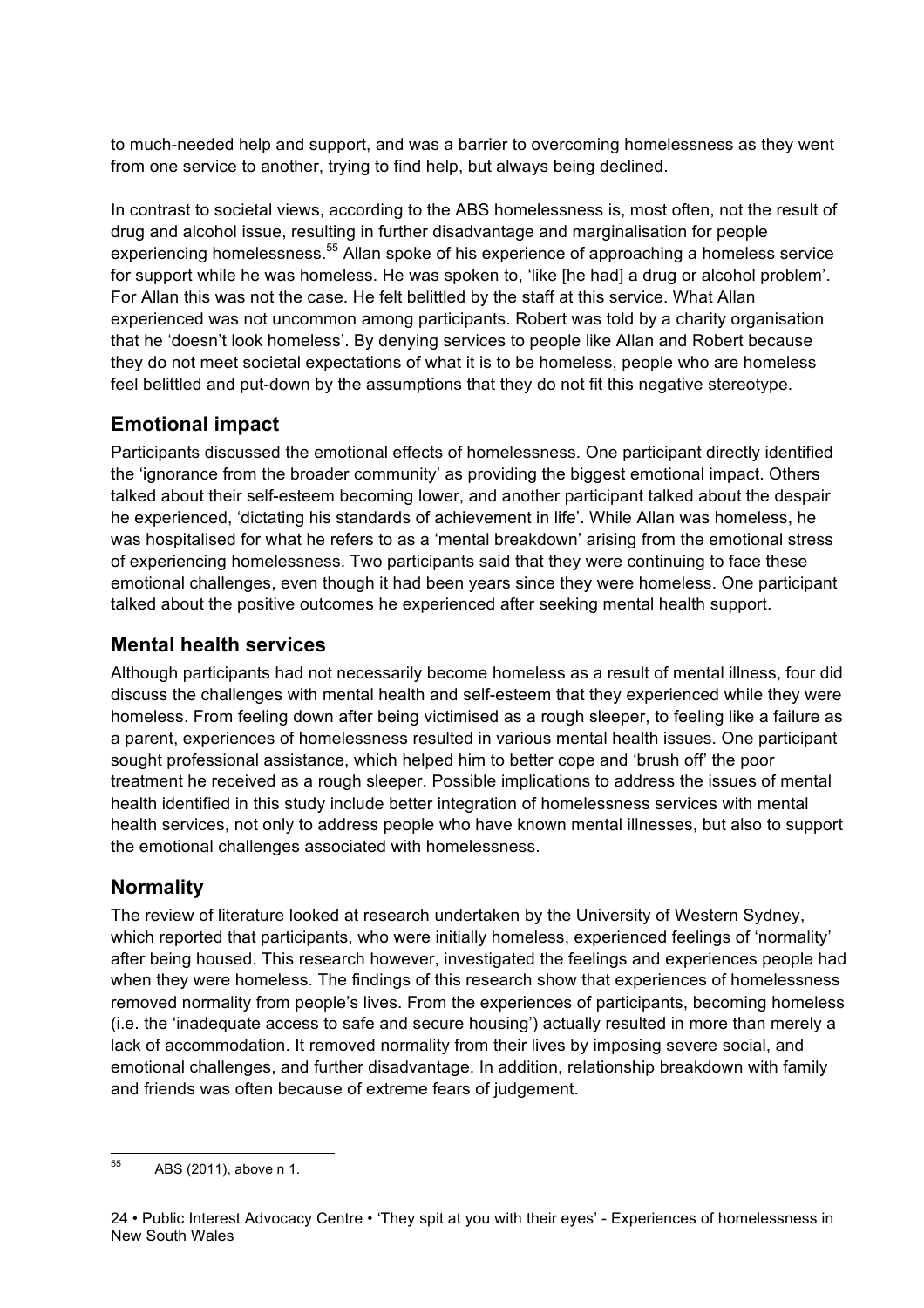to much-needed help and support, and was a barrier to overcoming homelessness as they went from one service to another, trying to find help, but always being declined.

In contrast to societal views, according to the ABS homelessness is, most often, not the result of drug and alcohol issue, resulting in further disadvantage and marginalisation for people experiencing homelessness.[55] Allan spoke of his experience of approaching a homeless service for support while he was homeless. He was spoken to, 'like [he had] a drug or alcohol problem'. For Allan this was not the case. He felt belittled by the staff at this service. What Allan experienced was not uncommon among participants. Robert was told by a charity organisation that he 'doesn't look homeless'. By denying services to people like Allan and Robert because they do not meet societal expectations of what it is to be homeless, people who are homeless feel belittled and put-down by the assumptions that they do not fit this negative stereotype.

## Emotional impact

Participants discussed the emotional effects of homelessness. One participant directly identified the 'ignorance from the broader community' as providing the biggest emotional impact. Others talked about their self-esteem becoming lower, and another participant talked about the despair he experienced, 'dictating his standards of achievement in life'. While Allan was homeless, he was hospitalised for what he refers to as a 'mental breakdown' arising from the emotional stress of experiencing homelessness. Two participants said that they were continuing to face these emotional challenges, even though it had been years since they were homeless. One participant talked about the positive outcomes he experienced after seeking mental health support.

## Mental health services

Although participants had not necessarily become homeless as a result of mental illness, four did discuss the challenges with mental health and self-esteem that they experienced while they were homeless. From feeling down after being victimised as a rough sleeper, to feeling like a failure as a parent, experiences of homelessness resulted in various mental health issues. One participant sought professional assistance, which helped him to better cope and 'brush off' the poor treatment he received as a rough sleeper. Possible implications to address the issues of mental health identified in this study include better integration of homelessness services with mental health services, not only to address people who have known mental illnesses, but also to support the emotional challenges associated with homelessness.

## Normality

The review of literature looked at research undertaken by the University of Western Sydney, which reported that participants, who were initially homeless, experienced feelings of 'normality' after being housed. This research however, investigated the feelings and experiences people had when they were homeless. The findings of this research show that experiences of homelessness removed normality from people's lives. From the experiences of participants, becoming homeless (i.e. the 'inadequate access to safe and secure housing') actually resulted in more than merely a lack of accommodation. It removed normality from their lives by imposing severe social, and emotional challenges, and further disadvantage. In addition, relationship breakdown with family and friends was often because of extreme fears of judgement.

[55] ABS (2011), above n 1.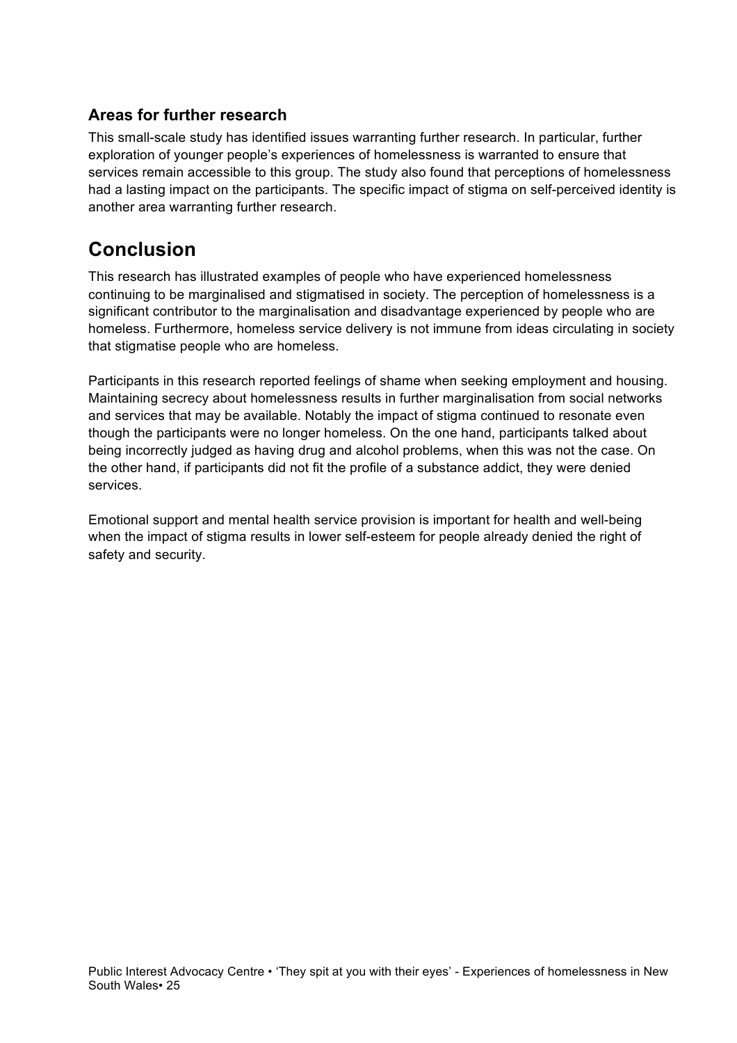### Areas for further research

This small-scale study has identified issues warranting further research. In particular, further exploration of younger people's experiences of homelessness is warranted to ensure that services remain accessible to this group. The study also found that perceptions of homelessness had a lasting impact on the participants. The specific impact of stigma on self-perceived identity is another area warranting further research.

## Conclusion

This research has illustrated examples of people who have experienced homelessness continuing to be marginalised and stigmatised in society. The perception of homelessness is a significant contributor to the marginalisation and disadvantage experienced by people who are homeless. Furthermore, homeless service delivery is not immune from ideas circulating in society that stigmatise people who are homeless.

Participants in this research reported feelings of shame when seeking employment and housing. Maintaining secrecy about homelessness results in further marginalisation from social networks and services that may be available. Notably the impact of stigma continued to resonate even though the participants were no longer homeless. On the one hand, participants talked about being incorrectly judged as having drug and alcohol problems, when this was not the case. On the other hand, if participants did not fit the profile of a substance addict, they were denied services.

Emotional support and mental health service provision is important for health and well-being when the impact of stigma results in lower self-esteem for people already denied the right of safety and security.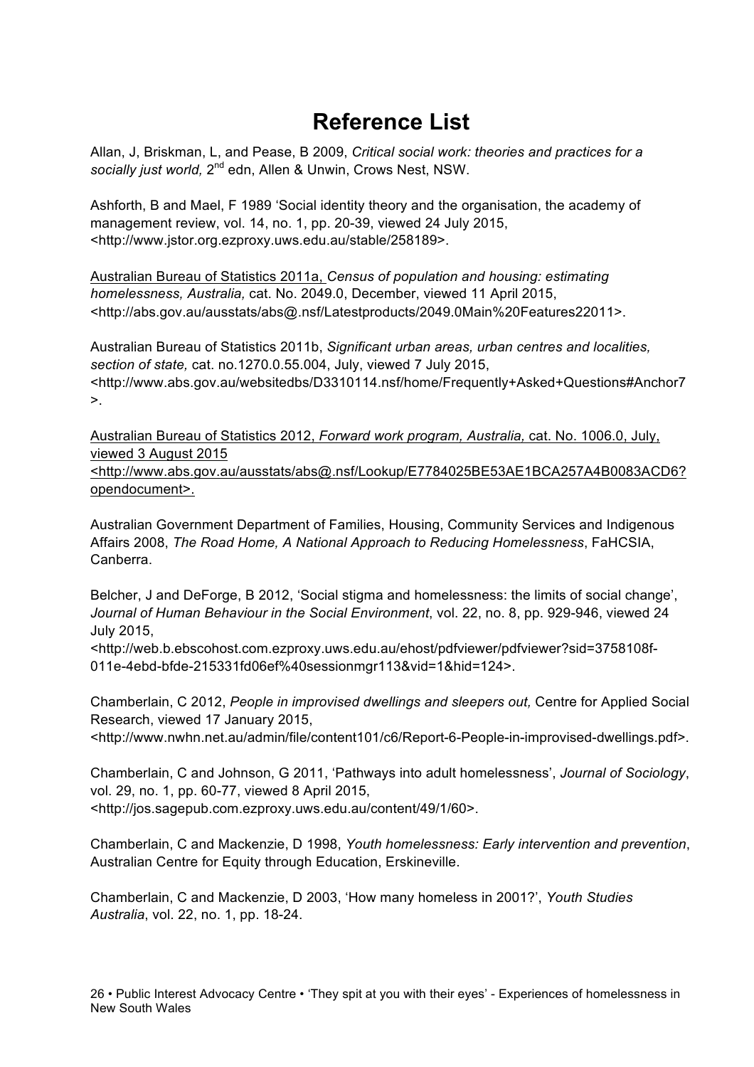# Reference List

Allan, J, Briskman, L, and Pease, B 2009, *Critical social work: theories and practices for a socially just world,* 2nd edn, Allen & Unwin, Crows Nest, NSW.

Ashforth, B and Mael, F 1989 'Social identity theory and the organisation, the academy of management review, vol. 14, no. 1, pp. 20-39, viewed 24 July 2015, <http://www.jstor.org.ezproxy.uws.edu.au/stable/258189>.

Australian Bureau of Statistics 2011a, *Census of population and housing: estimating homelessness, Australia,* cat. No. 2049.0, December, viewed 11 April 2015, <http://abs.gov.au/ausstats/abs@.nsf/Latestproducts/2049.0Main%20Features22011>.

Australian Bureau of Statistics 2011b, *Significant urban areas, urban centres and localities, section of state,* cat. no.1270.0.55.004, July, viewed 7 July 2015, <http://www.abs.gov.au/websitedbs/D3310114.nsf/home/Frequently+Asked+Questions#Anchor7>.

Australian Bureau of Statistics 2012, *Forward work program, Australia,* cat. No. 1006.0, July, viewed 3 August 2015 <http://www.abs.gov.au/ausstats/abs@.nsf/Lookup/E7784025BE53AE1BCA257A4B0083ACD6?opendocument>.

Australian Government Department of Families, Housing, Community Services and Indigenous Affairs 2008, *The Road Home, A National Approach to Reducing Homelessness*, FaHCSIA, Canberra.

Belcher, J and DeForge, B 2012, 'Social stigma and homelessness: the limits of social change', *Journal of Human Behaviour in the Social Environment*, vol. 22, no. 8, pp. 929-946, viewed 24 July 2015, <http://web.b.ebscohost.com.ezproxy.uws.edu.au/ehost/pdfviewer/pdfviewer?sid=3758108f-011e-4ebd-bfde-215331fd06ef%40sessionmgr113&vid=1&hid=124>.

Chamberlain, C 2012, *People in improvised dwellings and sleepers out,* Centre for Applied Social Research, viewed 17 January 2015, <http://www.nwhn.net.au/admin/file/content101/c6/Report-6-People-in-improvised-dwellings.pdf>.

Chamberlain, C and Johnson, G 2011, 'Pathways into adult homelessness', *Journal of Sociology*, vol. 29, no. 1, pp. 60-77, viewed 8 April 2015, <http://jos.sagepub.com.ezproxy.uws.edu.au/content/49/1/60>.

Chamberlain, C and Mackenzie, D 1998, *Youth homelessness: Early intervention and prevention*, Australian Centre for Equity through Education, Erskineville.

Chamberlain, C and Mackenzie, D 2003, 'How many homeless in 2001?', *Youth Studies Australia*, vol. 22, no. 1, pp. 18-24.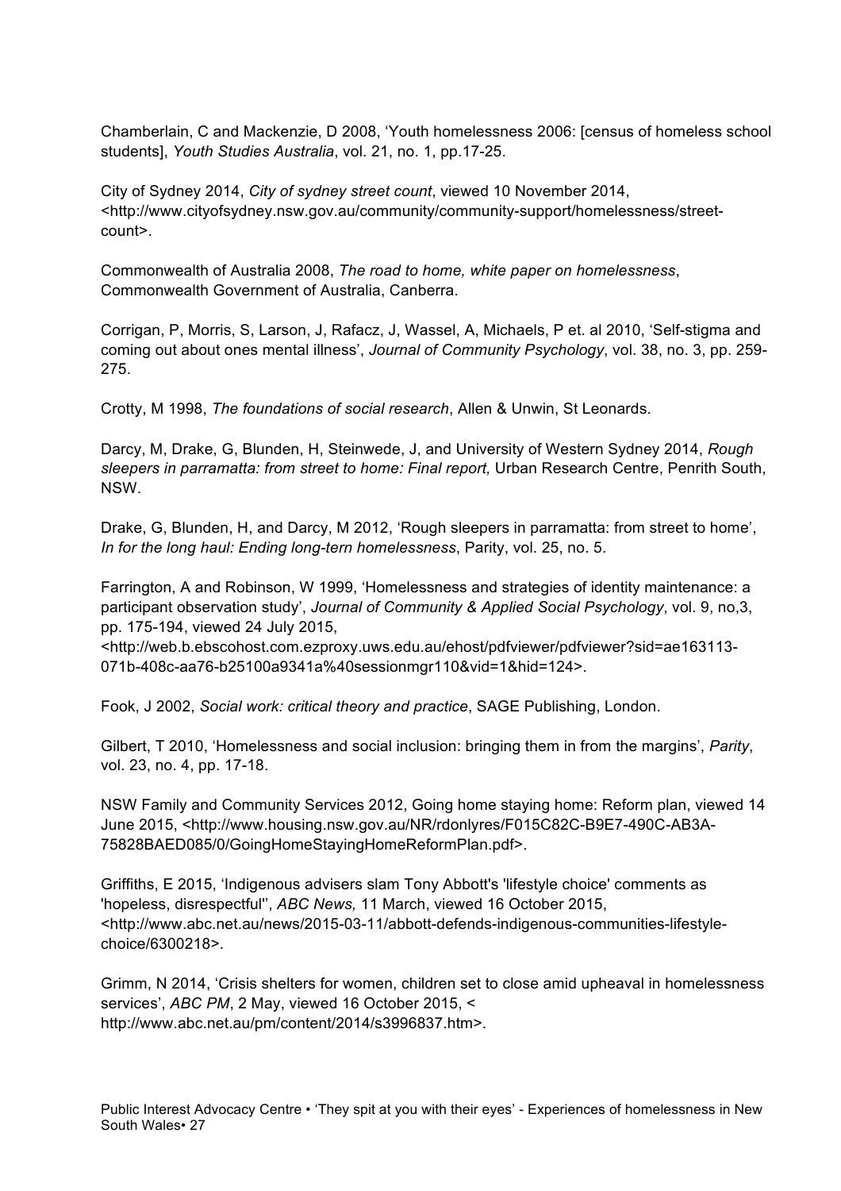Chamberlain, C and Mackenzie, D 2008, 'Youth homelessness 2006: [census of homeless school students], *Youth Studies Australia*, vol. 21, no. 1, pp.17-25.

City of Sydney 2014, *City of sydney street count*, viewed 10 November 2014, <http://www.cityofsydney.nsw.gov.au/community/community-support/homelessness/street-count>.

Commonwealth of Australia 2008, *The road to home, white paper on homelessness*, Commonwealth Government of Australia, Canberra.

Corrigan, P, Morris, S, Larson, J, Rafacz, J, Wassel, A, Michaels, P et. al 2010, 'Self-stigma and coming out about ones mental illness', *Journal of Community Psychology*, vol. 38, no. 3, pp. 259-275.

Crotty, M 1998, *The foundations of social research*, Allen & Unwin, St Leonards.

Darcy, M, Drake, G, Blunden, H, Steinwede, J, and University of Western Sydney 2014, *Rough sleepers in parramatta: from street to home: Final report,* Urban Research Centre, Penrith South, NSW.

Drake, G, Blunden, H, and Darcy, M 2012, 'Rough sleepers in parramatta: from street to home', *In for the long haul: Ending long-tern homelessness*, Parity, vol. 25, no. 5.

Farrington, A and Robinson, W 1999, 'Homelessness and strategies of identity maintenance: a participant observation study', *Journal of Community & Applied Social Psychology*, vol. 9, no,3, pp. 175-194, viewed 24 July 2015, <http://web.b.ebscohost.com.ezproxy.uws.edu.au/ehost/pdfviewer/pdfviewer?sid=ae163113-071b-408c-aa76-b25100a9341a%40sessionmgr110&vid=1&hid=124>.

Fook, J 2002, *Social work: critical theory and practice*, SAGE Publishing, London.

Gilbert, T 2010, 'Homelessness and social inclusion: bringing them in from the margins', *Parity*, vol. 23, no. 4, pp. 17-18.

NSW Family and Community Services 2012, Going home staying home: Reform plan, viewed 14 June 2015, <http://www.housing.nsw.gov.au/NR/rdonlyres/F015C82C-B9E7-490C-AB3A-75828BAED085/0/GoingHomeStayingHomeReformPlan.pdf>.

Griffiths, E 2015, 'Indigenous advisers slam Tony Abbott's 'lifestyle choice' comments as 'hopeless, disrespectful'', *ABC News,* 11 March, viewed 16 October 2015, <http://www.abc.net.au/news/2015-03-11/abbott-defends-indigenous-communities-lifestyle-choice/6300218>.

Grimm, N 2014, 'Crisis shelters for women, children set to close amid upheaval in homelessness services', *ABC PM*, 2 May, viewed 16 October 2015, < http://www.abc.net.au/pm/content/2014/s3996837.htm>.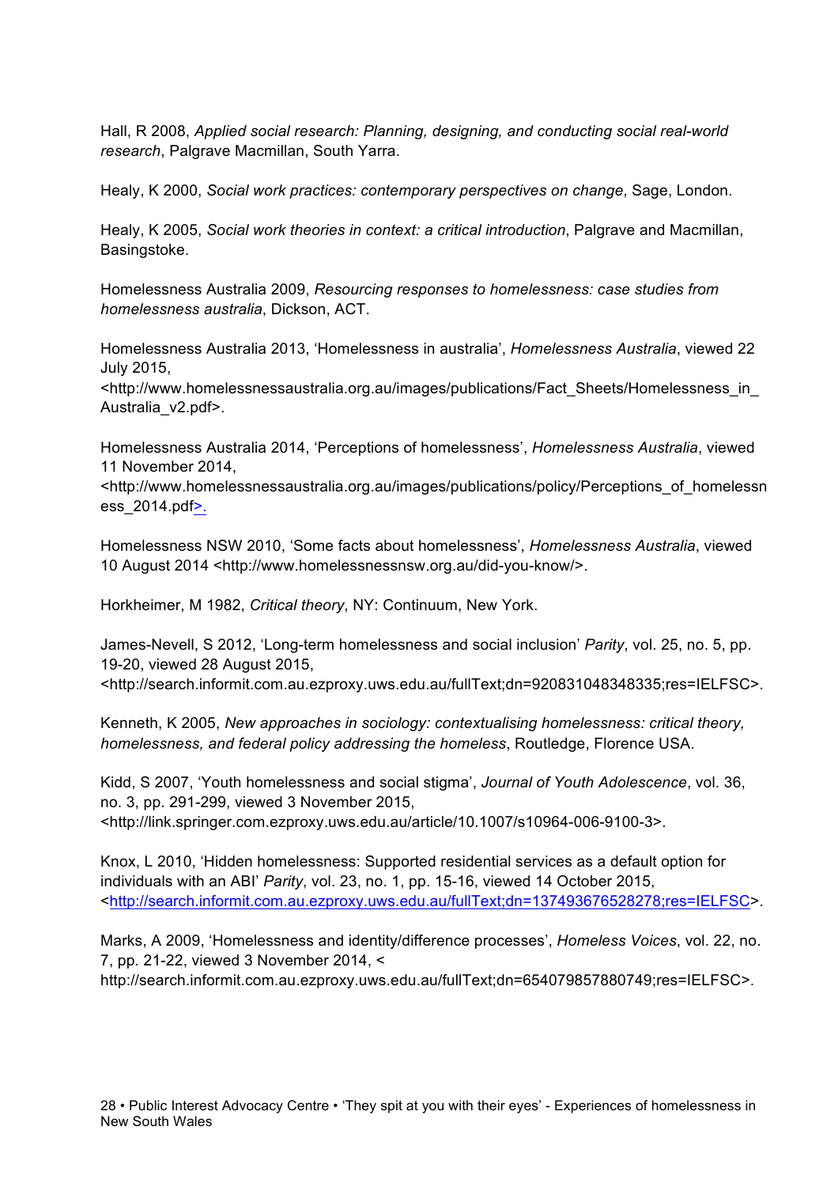Hall, R 2008, *Applied social research: Planning, designing, and conducting social real-world research*, Palgrave Macmillan, South Yarra.

Healy, K 2000, *Social work practices: contemporary perspectives on change*, Sage, London.

Healy, K 2005, *Social work theories in context: a critical introduction*, Palgrave and Macmillan, Basingstoke.

Homelessness Australia 2009, *Resourcing responses to homelessness: case studies from homelessness australia*, Dickson, ACT.

Homelessness Australia 2013, 'Homelessness in australia', *Homelessness Australia*, viewed 22 July 2015, <http://www.homelessnessaustralia.org.au/images/publications/Fact_Sheets/Homelessness_in_Australia_v2.pdf>.

Homelessness Australia 2014, 'Perceptions of homelessness', *Homelessness Australia*, viewed 11 November 2014, <http://www.homelessnessaustralia.org.au/images/publications/policy/Perceptions_of_homelessness_2014.pdf>.

Homelessness NSW 2010, 'Some facts about homelessness', *Homelessness Australia*, viewed 10 August 2014 <http://www.homelessnessnsw.org.au/did-you-know/>.

Horkheimer, M 1982, *Critical theory*, NY: Continuum, New York.

James-Nevell, S 2012, 'Long-term homelessness and social inclusion' *Parity*, vol. 25, no. 5, pp. 19-20, viewed 28 August 2015, <http://search.informit.com.au.ezproxy.uws.edu.au/fullText;dn=920831048348335;res=IELFSC>.

Kenneth, K 2005, *New approaches in sociology: contextualising homelessness: critical theory, homelessness, and federal policy addressing the homeless*, Routledge, Florence USA.

Kidd, S 2007, 'Youth homelessness and social stigma', *Journal of Youth Adolescence*, vol. 36, no. 3, pp. 291-299, viewed 3 November 2015, <http://link.springer.com.ezproxy.uws.edu.au/article/10.1007/s10964-006-9100-3>.

Knox, L 2010, 'Hidden homelessness: Supported residential services as a default option for individuals with an ABI' *Parity*, vol. 23, no. 1, pp. 15-16, viewed 14 October 2015, <http://search.informit.com.au.ezproxy.uws.edu.au/fullText;dn=137493676528278;res=IELFSC>.

Marks, A 2009, 'Homelessness and identity/difference processes', *Homeless Voices*, vol. 22, no. 7, pp. 21-22, viewed 3 November 2014, < http://search.informit.com.au.ezproxy.uws.edu.au/fullText;dn=654079857880749;res=IELFSC>.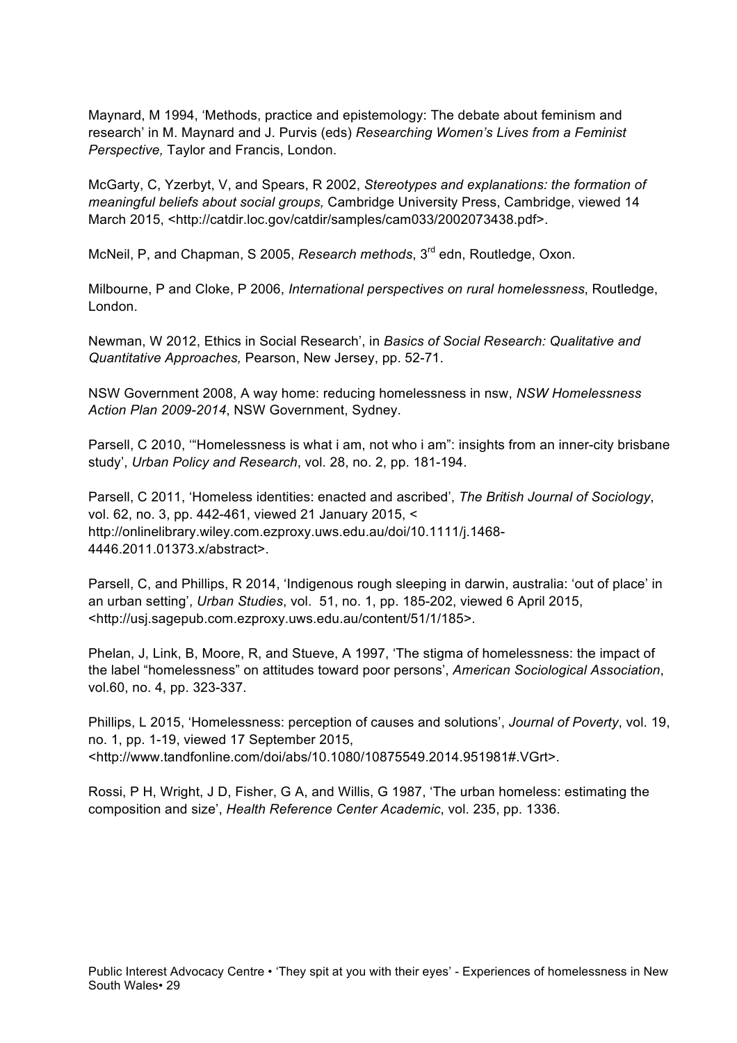Maynard, M 1994, 'Methods, practice and epistemology: The debate about feminism and research' in M. Maynard and J. Purvis (eds) *Researching Women's Lives from a Feminist Perspective,* Taylor and Francis, London.

McGarty, C, Yzerbyt, V, and Spears, R 2002, *Stereotypes and explanations: the formation of meaningful beliefs about social groups,* Cambridge University Press, Cambridge, viewed 14 March 2015, <http://catdir.loc.gov/catdir/samples/cam033/2002073438.pdf>.

McNeil, P, and Chapman, S 2005, *Research methods*, 3rd edn, Routledge, Oxon.

Milbourne, P and Cloke, P 2006, *International perspectives on rural homelessness*, Routledge, London.

Newman, W 2012, Ethics in Social Research', in *Basics of Social Research: Qualitative and Quantitative Approaches,* Pearson, New Jersey, pp. 52-71.

NSW Government 2008, A way home: reducing homelessness in nsw, *NSW Homelessness Action Plan 2009-2014*, NSW Government, Sydney.

Parsell, C 2010, '"Homelessness is what i am, not who i am": insights from an inner-city brisbane study', *Urban Policy and Research*, vol. 28, no. 2, pp. 181-194.

Parsell, C 2011, 'Homeless identities: enacted and ascribed', *The British Journal of Sociology*, vol. 62, no. 3, pp. 442-461, viewed 21 January 2015, < http://onlinelibrary.wiley.com.ezproxy.uws.edu.au/doi/10.1111/j.1468-4446.2011.01373.x/abstract>.

Parsell, C, and Phillips, R 2014, 'Indigenous rough sleeping in darwin, australia: 'out of place' in an urban setting', *Urban Studies*, vol. 51, no. 1, pp. 185-202, viewed 6 April 2015, <http://usj.sagepub.com.ezproxy.uws.edu.au/content/51/1/185>.

Phelan, J, Link, B, Moore, R, and Stueve, A 1997, 'The stigma of homelessness: the impact of the label "homelessness" on attitudes toward poor persons', *American Sociological Association*, vol.60, no. 4, pp. 323-337.

Phillips, L 2015, 'Homelessness: perception of causes and solutions', *Journal of Poverty*, vol. 19, no. 1, pp. 1-19, viewed 17 September 2015, <http://www.tandfonline.com/doi/abs/10.1080/10875549.2014.951981#.VGrt>.

Rossi, P H, Wright, J D, Fisher, G A, and Willis, G 1987, 'The urban homeless: estimating the composition and size', *Health Reference Center Academic*, vol. 235, pp. 1336.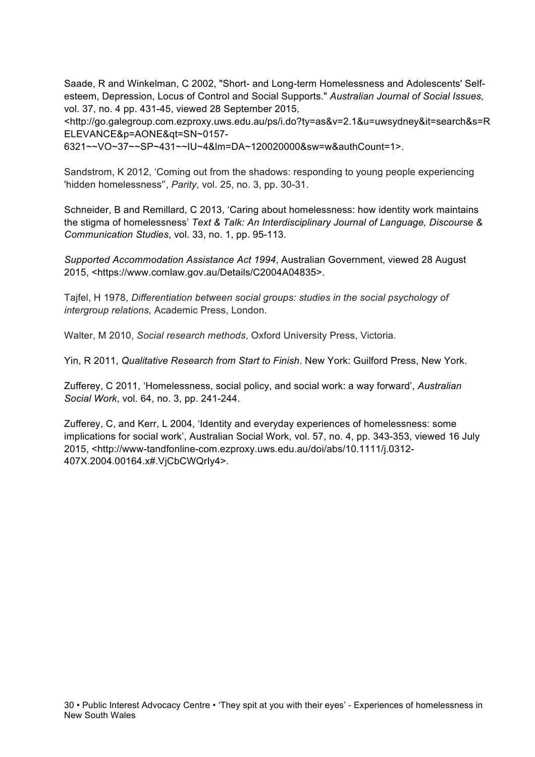Saade, R and Winkelman, C 2002, "Short- and Long-term Homelessness and Adolescents' Self-esteem, Depression, Locus of Control and Social Supports." *Australian Journal of Social Issues,* vol. 37, no. 4 pp. 431-45, viewed 28 September 2015, <http://go.galegroup.com.ezproxy.uws.edu.au/ps/i.do?ty=as&v=2.1&u=uwsydney&it=search&s=RELEVANCE&p=AONE&qt=SN~0157-6321~~VO~37~~SP~431~~IU~4&lm=DA~120020000&sw=w&authCount=1>.

Sandstrom, K 2012, 'Coming out from the shadows: responding to young people experiencing 'hidden homelessness'', *Parity,* vol. 25, no. 3, pp. 30-31.

Schneider, B and Remillard, C 2013, 'Caring about homelessness: how identity work maintains the stigma of homelessness' *Text & Talk: An Interdisciplinary Journal of Language, Discourse & Communication Studies*, vol. 33, no. 1, pp. 95-113.

*Supported Accommodation Assistance Act 1994*, Australian Government, viewed 28 August 2015, <https://www.comlaw.gov.au/Details/C2004A04835>.

Tajfel, H 1978, *Differentiation between social groups: studies in the social psychology of intergroup relations,* Academic Press, London.

Walter, M 2010, *Social research methods*, Oxford University Press, Victoria.

Yin, R 2011, *Qualitative Research from Start to Finish*. New York: Guilford Press, New York.

Zufferey, C 2011, 'Homelessness, social policy, and social work: a way forward', *Australian Social Work*, vol. 64, no. 3, pp. 241-244.

Zufferey, C, and Kerr, L 2004, 'Identity and everyday experiences of homelessness: some implications for social work', Australian Social Work, vol. 57, no. 4, pp. 343-353, viewed 16 July 2015, <http://www-tandfonline-com.ezproxy.uws.edu.au/doi/abs/10.1111/j.0312-407X.2004.00164.x#.VjCbCWQrIy4>.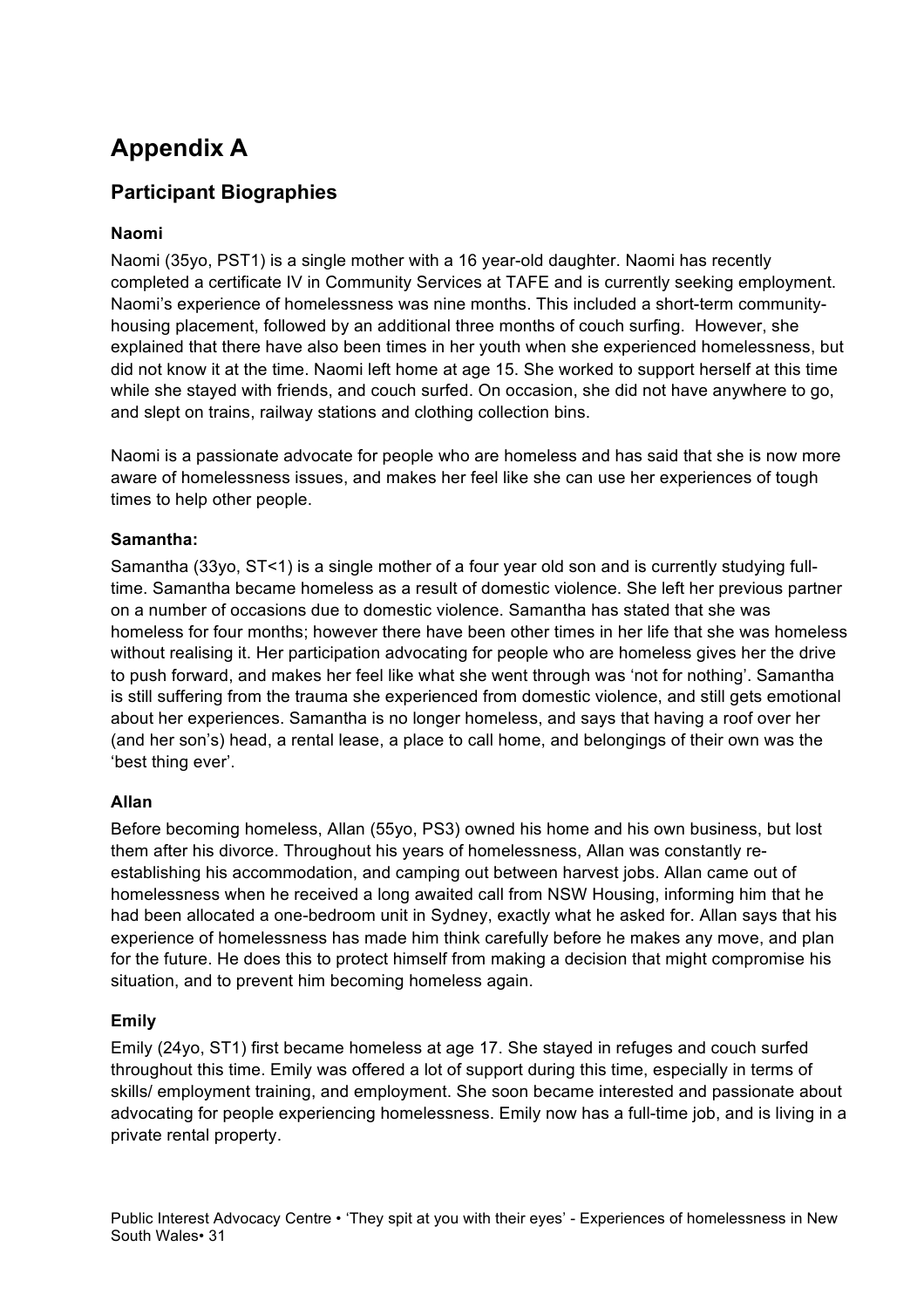# Appendix A

## Participant Biographies

### Naomi

Naomi (35yo, PST1) is a single mother with a 16 year-old daughter. Naomi has recently completed a certificate IV in Community Services at TAFE and is currently seeking employment. Naomi's experience of homelessness was nine months. This included a short-term community-housing placement, followed by an additional three months of couch surfing. However, she explained that there have also been times in her youth when she experienced homelessness, but did not know it at the time. Naomi left home at age 15. She worked to support herself at this time while she stayed with friends, and couch surfed. On occasion, she did not have anywhere to go, and slept on trains, railway stations and clothing collection bins.

Naomi is a passionate advocate for people who are homeless and has said that she is now more aware of homelessness issues, and makes her feel like she can use her experiences of tough times to help other people.

### Samantha:

Samantha (33yo, ST<1) is a single mother of a four year old son and is currently studying full-time. Samantha became homeless as a result of domestic violence. She left her previous partner on a number of occasions due to domestic violence. Samantha has stated that she was homeless for four months; however there have been other times in her life that she was homeless without realising it. Her participation advocating for people who are homeless gives her the drive to push forward, and makes her feel like what she went through was 'not for nothing'. Samantha is still suffering from the trauma she experienced from domestic violence, and still gets emotional about her experiences. Samantha is no longer homeless, and says that having a roof over her (and her son's) head, a rental lease, a place to call home, and belongings of their own was the 'best thing ever'.

### Allan

Before becoming homeless, Allan (55yo, PS3) owned his home and his own business, but lost them after his divorce. Throughout his years of homelessness, Allan was constantly re-establishing his accommodation, and camping out between harvest jobs. Allan came out of homelessness when he received a long awaited call from NSW Housing, informing him that he had been allocated a one-bedroom unit in Sydney, exactly what he asked for. Allan says that his experience of homelessness has made him think carefully before he makes any move, and plan for the future. He does this to protect himself from making a decision that might compromise his situation, and to prevent him becoming homeless again.

### Emily

Emily (24yo, ST1) first became homeless at age 17. She stayed in refuges and couch surfed throughout this time. Emily was offered a lot of support during this time, especially in terms of skills/ employment training, and employment. She soon became interested and passionate about advocating for people experiencing homelessness. Emily now has a full-time job, and is living in a private rental property.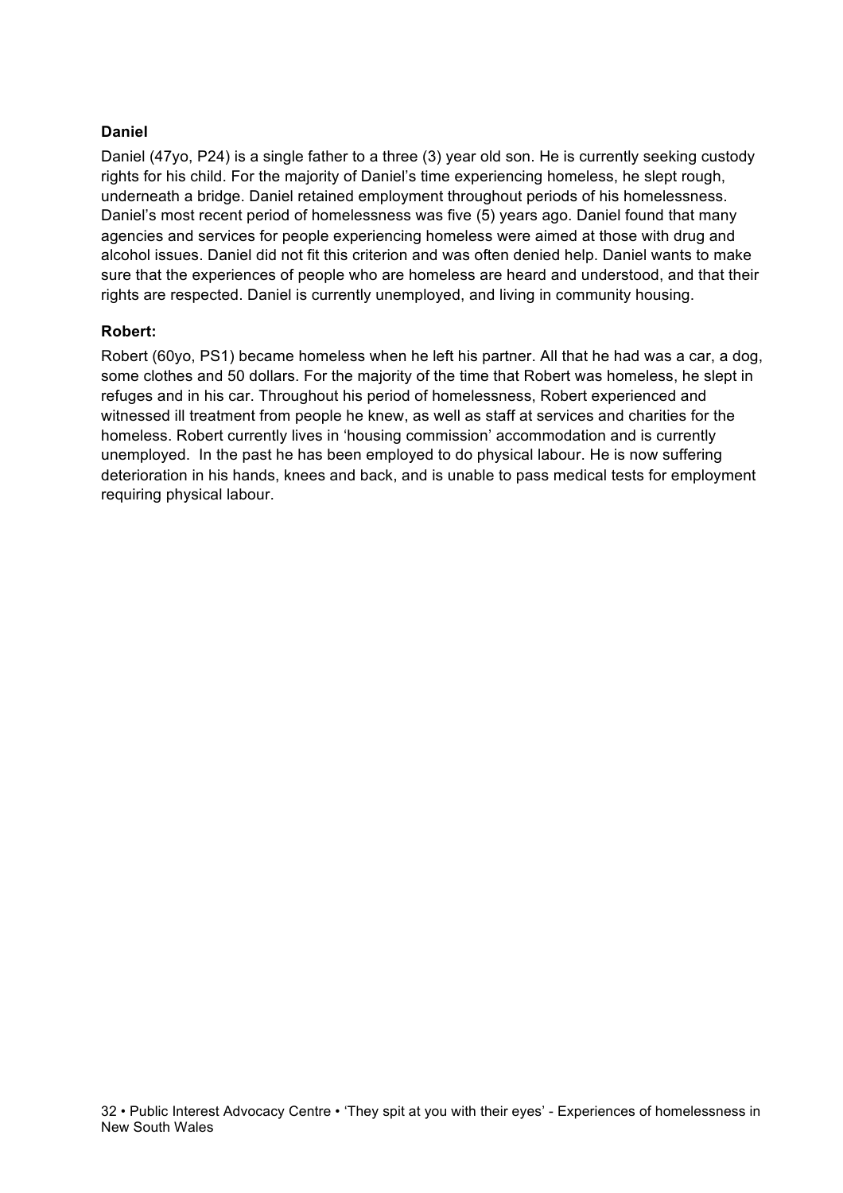**Daniel**

Daniel (47yo, P24) is a single father to a three (3) year old son. He is currently seeking custody rights for his child. For the majority of Daniel's time experiencing homeless, he slept rough, underneath a bridge. Daniel retained employment throughout periods of his homelessness. Daniel's most recent period of homelessness was five (5) years ago. Daniel found that many agencies and services for people experiencing homeless were aimed at those with drug and alcohol issues. Daniel did not fit this criterion and was often denied help. Daniel wants to make sure that the experiences of people who are homeless are heard and understood, and that their rights are respected. Daniel is currently unemployed, and living in community housing.

**Robert:**

Robert (60yo, PS1) became homeless when he left his partner. All that he had was a car, a dog, some clothes and 50 dollars. For the majority of the time that Robert was homeless, he slept in refuges and in his car. Throughout his period of homelessness, Robert experienced and witnessed ill treatment from people he knew, as well as staff at services and charities for the homeless. Robert currently lives in 'housing commission' accommodation and is currently unemployed. In the past he has been employed to do physical labour. He is now suffering deterioration in his hands, knees and back, and is unable to pass medical tests for employment requiring physical labour.